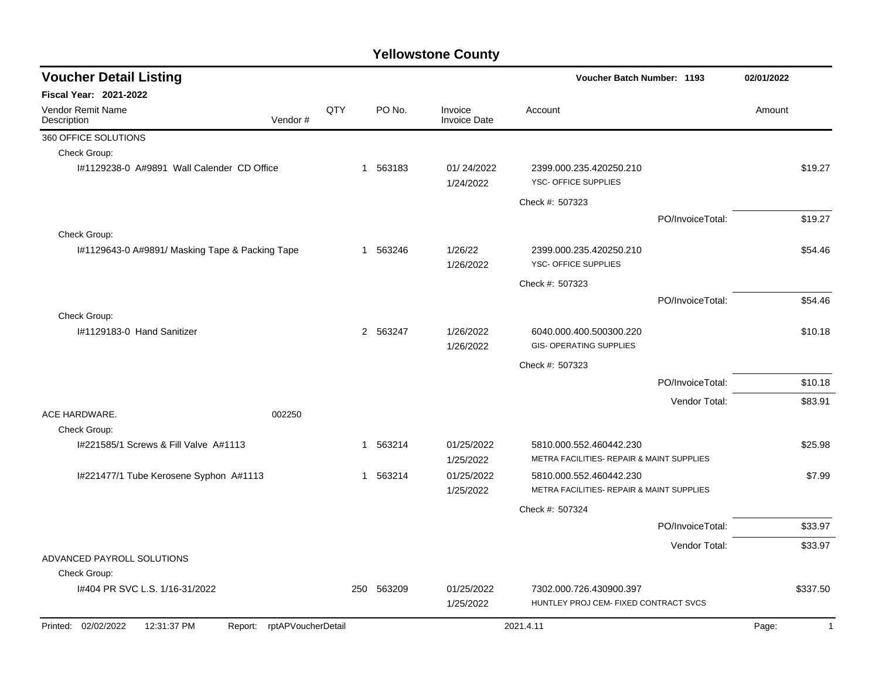# Yellowstone County

## Voucher Detail Listing

**Voucher Batch Number: 1193** | **02/01/2022**

**Fiscal Year: 2021-2022**

| Vendor Remit Name / Description | Vendor # | QTY | PO No. | Invoice / Invoice Date | Account | Amount |
|---|---|---|---|---|---|---|
| 360 OFFICE SOLUTIONS | | | | | | |
| Check Group: | | | | | | |
| I#1129238-0 A#9891 Wall Calender CD Office | | 1 | 563183 | 01/ 24/2022<br>1/24/2022 | 2399.000.235.420250.210<br>YSC- OFFICE SUPPLIES | $19.27 |
| | | | | | Check #: 507323 | |
| | | | | | PO/InvoiceTotal: | $19.27 |
| Check Group: | | | | | | |
| I#1129643-0 A#9891/ Masking Tape & Packing Tape | | 1 | 563246 | 1/26/22<br>1/26/2022 | 2399.000.235.420250.210<br>YSC- OFFICE SUPPLIES | $54.46 |
| | | | | | Check #: 507323 | |
| | | | | | PO/InvoiceTotal: | $54.46 |
| Check Group: | | | | | | |
| I#1129183-0 Hand Sanitizer | | 2 | 563247 | 1/26/2022<br>1/26/2022 | 6040.000.400.500300.220<br>GIS- OPERATING SUPPLIES | $10.18 |
| | | | | | Check #: 507323 | |
| | | | | | PO/InvoiceTotal: | $10.18 |
| | | | | | Vendor Total: | $83.91 |
| ACE HARDWARE. | 002250 | | | | | |
| Check Group: | | | | | | |
| I#221585/1 Screws & Fill Valve A#1113 | | 1 | 563214 | 01/25/2022<br>1/25/2022 | 5810.000.552.460442.230<br>METRA FACILITIES- REPAIR & MAINT SUPPLIES | $25.98 |
| I#221477/1 Tube Kerosene Syphon A#1113 | | 1 | 563214 | 01/25/2022<br>1/25/2022 | 5810.000.552.460442.230<br>METRA FACILITIES- REPAIR & MAINT SUPPLIES | $7.99 |
| | | | | | Check #: 507324 | |
| | | | | | PO/InvoiceTotal: | $33.97 |
| | | | | | Vendor Total: | $33.97 |
| ADVANCED PAYROLL SOLUTIONS | | | | | | |
| Check Group: | | | | | | |
| I#404 PR SVC L.S. 1/16-31/2022 | | 250 | 563209 | 01/25/2022<br>1/25/2022 | 7302.000.726.430900.397<br>HUNTLEY PROJ CEM- FIXED CONTRACT SVCS | $337.50 |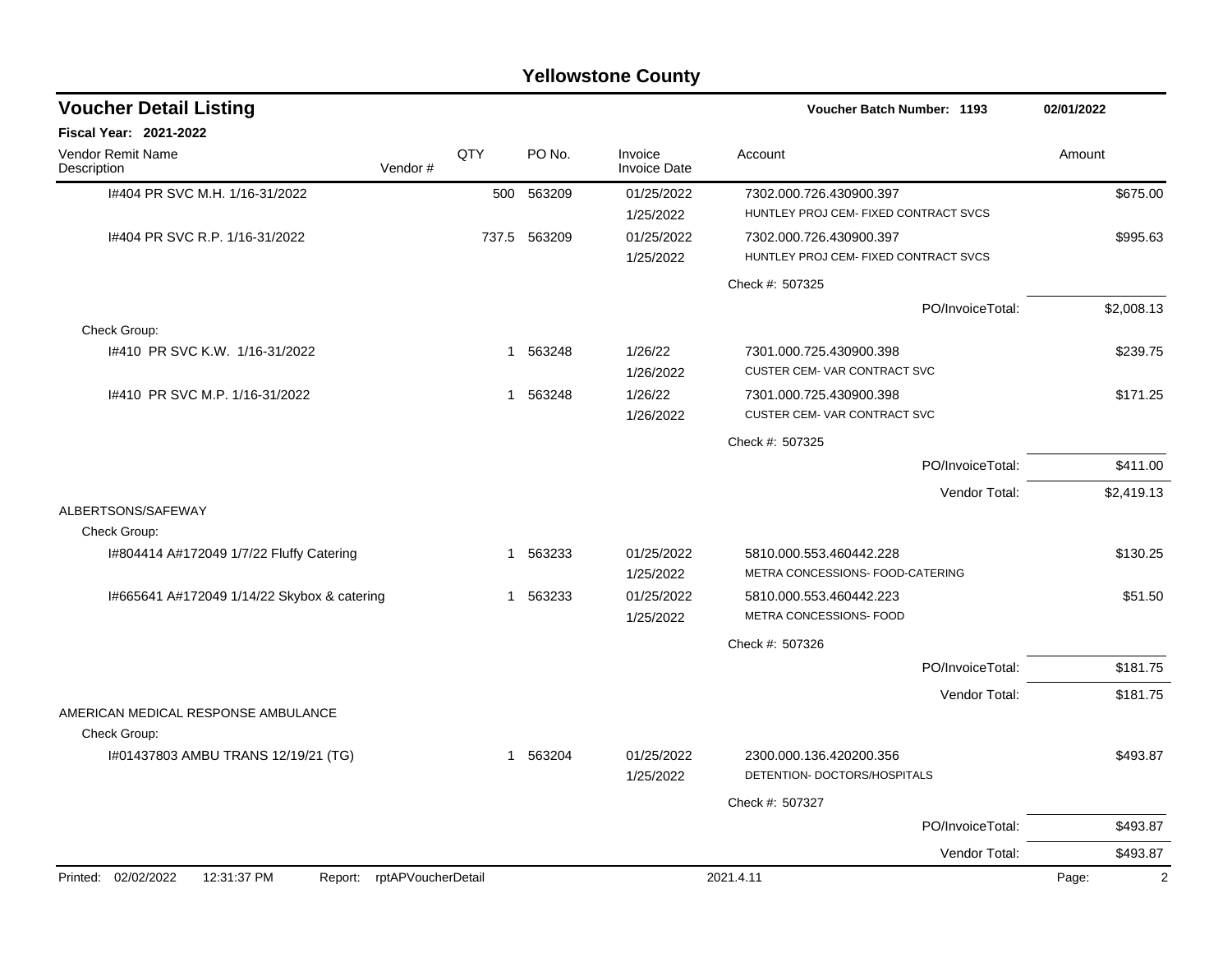# Yellowstone County

## Voucher Detail Listing

**Voucher Batch Number: 1193** 02/01/2022

**Fiscal Year: 2021-2022**

| Vendor Remit Name / Description | Vendor # | QTY | PO No. | Invoice / Invoice Date | Account | Amount |
|---|---|---|---|---|---|---|
| I#404 PR SVC M.H. 1/16-31/2022 | | 500 | 563209 | 01/25/2022 1/25/2022 | 7302.000.726.430900.397 HUNTLEY PROJ CEM- FIXED CONTRACT SVCS | $675.00 |
| I#404 PR SVC R.P. 1/16-31/2022 | | 737.5 | 563209 | 01/25/2022 1/25/2022 | 7302.000.726.430900.397 HUNTLEY PROJ CEM- FIXED CONTRACT SVCS | $995.63 |
| | | | | | Check #: 507325 | |
| | | | | | PO/InvoiceTotal: | $2,008.13 |
| Check Group: | | | | | | |
| I#410 PR SVC K.W. 1/16-31/2022 | | 1 | 563248 | 1/26/22 1/26/2022 | 7301.000.725.430900.398 CUSTER CEM- VAR CONTRACT SVC | $239.75 |
| I#410 PR SVC M.P. 1/16-31/2022 | | 1 | 563248 | 1/26/22 1/26/2022 | 7301.000.725.430900.398 CUSTER CEM- VAR CONTRACT SVC | $171.25 |
| | | | | | Check #: 507325 | |
| | | | | | PO/InvoiceTotal: | $411.00 |
| | | | | | Vendor Total: | $2,419.13 |
| ALBERTSONS/SAFEWAY | | | | | | |
| Check Group: | | | | | | |
| I#804414 A#172049 1/7/22 Fluffy Catering | | 1 | 563233 | 01/25/2022 1/25/2022 | 5810.000.553.460442.228 METRA CONCESSIONS- FOOD-CATERING | $130.25 |
| I#665641 A#172049 1/14/22 Skybox & catering | | 1 | 563233 | 01/25/2022 1/25/2022 | 5810.000.553.460442.223 METRA CONCESSIONS- FOOD | $51.50 |
| | | | | | Check #: 507326 | |
| | | | | | PO/InvoiceTotal: | $181.75 |
| | | | | | Vendor Total: | $181.75 |
| AMERICAN MEDICAL RESPONSE AMBULANCE | | | | | | |
| Check Group: | | | | | | |
| I#01437803 AMBU TRANS 12/19/21 (TG) | | 1 | 563204 | 01/25/2022 1/25/2022 | 2300.000.136.420200.356 DETENTION- DOCTORS/HOSPITALS | $493.87 |
| | | | | | Check #: 507327 | |
| | | | | | PO/InvoiceTotal: | $493.87 |
| | | | | | Vendor Total: | $493.87 |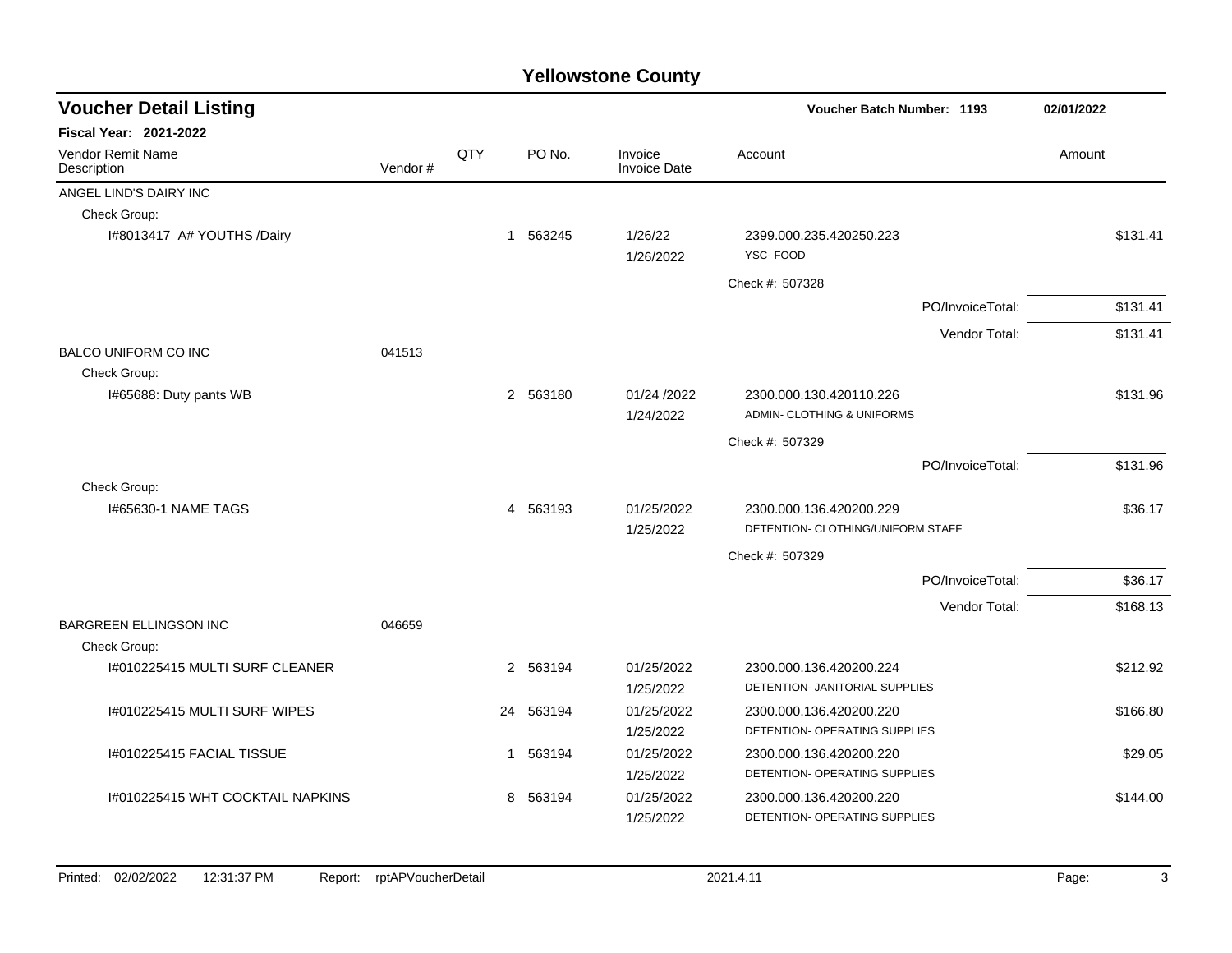# Yellowstone County

## Voucher Detail Listing

**Voucher Batch Number: 1193** | **02/01/2022**

**Fiscal Year: 2021-2022**

| Vendor Remit Name / Description | Vendor # | QTY | PO No. | Invoice / Invoice Date | Account | Amount |
|---|---|---|---|---|---|---|
| ANGEL LIND'S DAIRY INC | | | | | | |
| Check Group: | | | | | | |
| I#8013417 A# YOUTHS /Dairy | | 1 | 563245 | 1/26/22<br>1/26/2022 | 2399.000.235.420250.223<br>YSC- FOOD | $131.41 |
| | | | | | Check #: 507328 | |
| | | | | | PO/InvoiceTotal: | $131.41 |
| | | | | | Vendor Total: | $131.41 |
| BALCO UNIFORM CO INC | 041513 | | | | | |
| Check Group: | | | | | | |
| I#65688: Duty pants WB | | 2 | 563180 | 01/24 /2022<br>1/24/2022 | 2300.000.130.420110.226<br>ADMIN- CLOTHING & UNIFORMS | $131.96 |
| | | | | | Check #: 507329 | |
| | | | | | PO/InvoiceTotal: | $131.96 |
| Check Group: | | | | | | |
| I#65630-1 NAME TAGS | | 4 | 563193 | 01/25/2022<br>1/25/2022 | 2300.000.136.420200.229<br>DETENTION- CLOTHING/UNIFORM STAFF | $36.17 |
| | | | | | Check #: 507329 | |
| | | | | | PO/InvoiceTotal: | $36.17 |
| | | | | | Vendor Total: | $168.13 |
| BARGREEN ELLINGSON INC | 046659 | | | | | |
| Check Group: | | | | | | |
| I#010225415 MULTI SURF CLEANER | | 2 | 563194 | 01/25/2022<br>1/25/2022 | 2300.000.136.420200.224<br>DETENTION- JANITORIAL SUPPLIES | $212.92 |
| I#010225415 MULTI SURF WIPES | | 24 | 563194 | 01/25/2022<br>1/25/2022 | 2300.000.136.420200.220<br>DETENTION- OPERATING SUPPLIES | $166.80 |
| I#010225415 FACIAL TISSUE | | 1 | 563194 | 01/25/2022<br>1/25/2022 | 2300.000.136.420200.220<br>DETENTION- OPERATING SUPPLIES | $29.05 |
| I#010225415 WHT COCKTAIL NAPKINS | | 8 | 563194 | 01/25/2022<br>1/25/2022 | 2300.000.136.420200.220<br>DETENTION- OPERATING SUPPLIES | $144.00 |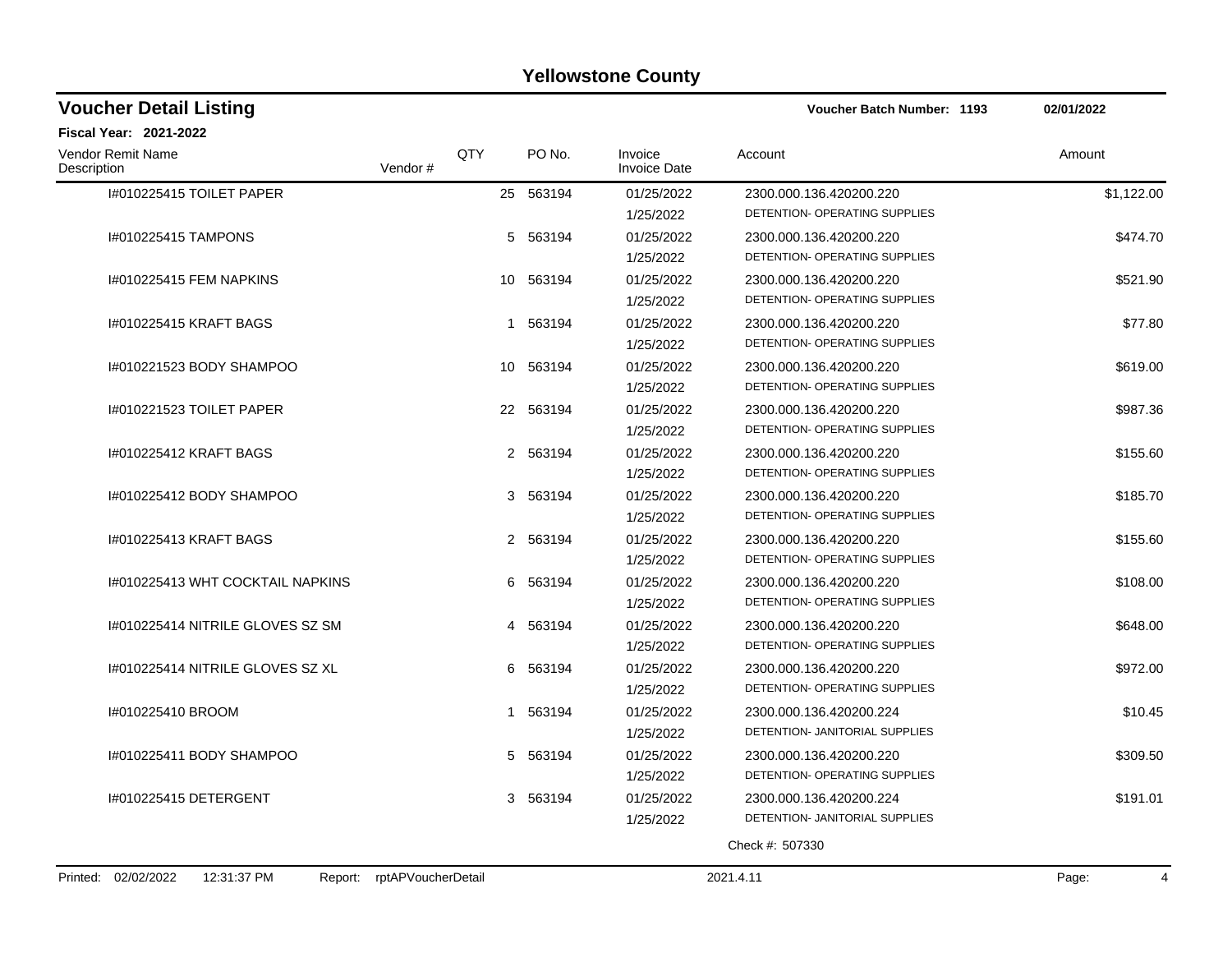# Yellowstone County

## Voucher Detail Listing

**Voucher Batch Number: 1193** — **02/01/2022**

**Fiscal Year: 2021-2022**

| Vendor Remit Name / Description | Vendor # | QTY | PO No. | Invoice / Invoice Date | Account | Amount |
|---|---|---|---|---|---|---|
| I#010225415 TOILET PAPER | | 25 | 563194 | 01/25/2022<br>1/25/2022 | 2300.000.136.420200.220<br>DETENTION- OPERATING SUPPLIES | $1,122.00 |
| I#010225415 TAMPONS | | 5 | 563194 | 01/25/2022<br>1/25/2022 | 2300.000.136.420200.220<br>DETENTION- OPERATING SUPPLIES | $474.70 |
| I#010225415 FEM NAPKINS | | 10 | 563194 | 01/25/2022<br>1/25/2022 | 2300.000.136.420200.220<br>DETENTION- OPERATING SUPPLIES | $521.90 |
| I#010225415 KRAFT BAGS | | 1 | 563194 | 01/25/2022<br>1/25/2022 | 2300.000.136.420200.220<br>DETENTION- OPERATING SUPPLIES | $77.80 |
| I#010221523 BODY SHAMPOO | | 10 | 563194 | 01/25/2022<br>1/25/2022 | 2300.000.136.420200.220<br>DETENTION- OPERATING SUPPLIES | $619.00 |
| I#010221523 TOILET PAPER | | 22 | 563194 | 01/25/2022<br>1/25/2022 | 2300.000.136.420200.220<br>DETENTION- OPERATING SUPPLIES | $987.36 |
| I#010225412 KRAFT BAGS | | 2 | 563194 | 01/25/2022<br>1/25/2022 | 2300.000.136.420200.220<br>DETENTION- OPERATING SUPPLIES | $155.60 |
| I#010225412 BODY SHAMPOO | | 3 | 563194 | 01/25/2022<br>1/25/2022 | 2300.000.136.420200.220<br>DETENTION- OPERATING SUPPLIES | $185.70 |
| I#010225413 KRAFT BAGS | | 2 | 563194 | 01/25/2022<br>1/25/2022 | 2300.000.136.420200.220<br>DETENTION- OPERATING SUPPLIES | $155.60 |
| I#010225413 WHT COCKTAIL NAPKINS | | 6 | 563194 | 01/25/2022<br>1/25/2022 | 2300.000.136.420200.220<br>DETENTION- OPERATING SUPPLIES | $108.00 |
| I#010225414 NITRILE GLOVES SZ SM | | 4 | 563194 | 01/25/2022<br>1/25/2022 | 2300.000.136.420200.220<br>DETENTION- OPERATING SUPPLIES | $648.00 |
| I#010225414 NITRILE GLOVES SZ XL | | 6 | 563194 | 01/25/2022<br>1/25/2022 | 2300.000.136.420200.220<br>DETENTION- OPERATING SUPPLIES | $972.00 |
| I#010225410 BROOM | | 1 | 563194 | 01/25/2022<br>1/25/2022 | 2300.000.136.420200.224<br>DETENTION- JANITORIAL SUPPLIES | $10.45 |
| I#010225411 BODY SHAMPOO | | 5 | 563194 | 01/25/2022<br>1/25/2022 | 2300.000.136.420200.220<br>DETENTION- OPERATING SUPPLIES | $309.50 |
| I#010225415 DETERGENT | | 3 | 563194 | 01/25/2022<br>1/25/2022 | 2300.000.136.420200.224<br>DETENTION- JANITORIAL SUPPLIES | $191.01 |

Check #: 507330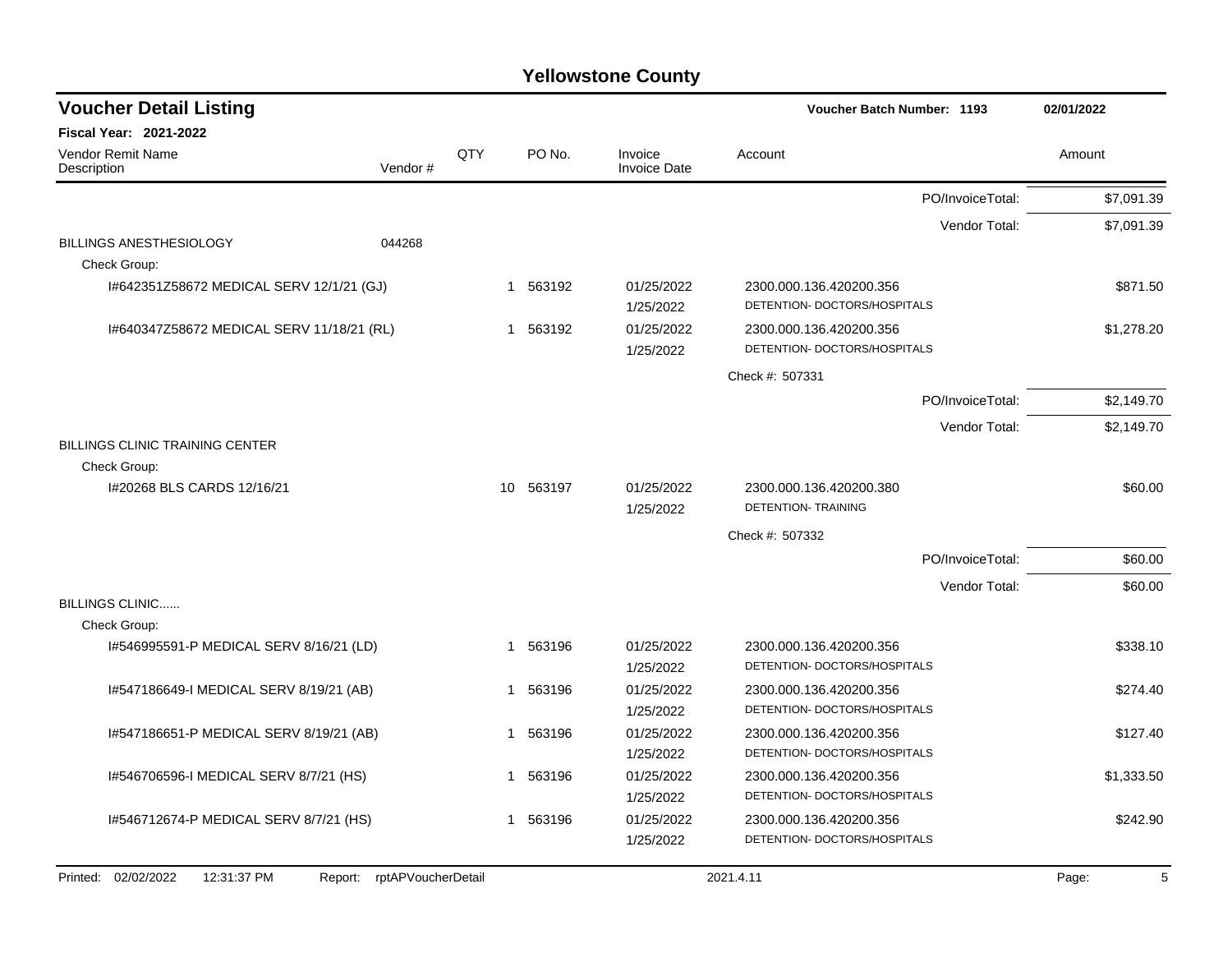# Yellowstone County

## Voucher Detail Listing

**Voucher Batch Number: 1193** | **02/01/2022**

**Fiscal Year: 2021-2022**

| Vendor Remit Name / Description | Vendor # | QTY | PO No. | Invoice / Invoice Date | Account | Amount |
|---|---|---|---|---|---|---|
| | | | | | PO/InvoiceTotal: | $7,091.39 |
| | | | | | Vendor Total: | $7,091.39 |
| BILLINGS ANESTHESIOLOGY | 044268 | | | | | |
| Check Group: | | | | | | |
| I#642351Z58672 MEDICAL SERV 12/1/21 (GJ) | | 1 | 563192 | 01/25/2022 1/25/2022 | 2300.000.136.420200.356 DETENTION- DOCTORS/HOSPITALS | $871.50 |
| I#640347Z58672 MEDICAL SERV 11/18/21 (RL) | | 1 | 563192 | 01/25/2022 1/25/2022 | 2300.000.136.420200.356 DETENTION- DOCTORS/HOSPITALS | $1,278.20 |
| | | | | | Check #: 507331 | |
| | | | | | PO/InvoiceTotal: | $2,149.70 |
| | | | | | Vendor Total: | $2,149.70 |
| BILLINGS CLINIC TRAINING CENTER | | | | | | |
| Check Group: | | | | | | |
| I#20268 BLS CARDS 12/16/21 | | 10 | 563197 | 01/25/2022 1/25/2022 | 2300.000.136.420200.380 DETENTION- TRAINING | $60.00 |
| | | | | | Check #: 507332 | |
| | | | | | PO/InvoiceTotal: | $60.00 |
| | | | | | Vendor Total: | $60.00 |
| BILLINGS CLINIC...... | | | | | | |
| Check Group: | | | | | | |
| I#546995591-P MEDICAL SERV 8/16/21 (LD) | | 1 | 563196 | 01/25/2022 1/25/2022 | 2300.000.136.420200.356 DETENTION- DOCTORS/HOSPITALS | $338.10 |
| I#547186649-I MEDICAL SERV 8/19/21 (AB) | | 1 | 563196 | 01/25/2022 1/25/2022 | 2300.000.136.420200.356 DETENTION- DOCTORS/HOSPITALS | $274.40 |
| I#547186651-P MEDICAL SERV 8/19/21 (AB) | | 1 | 563196 | 01/25/2022 1/25/2022 | 2300.000.136.420200.356 DETENTION- DOCTORS/HOSPITALS | $127.40 |
| I#546706596-I MEDICAL SERV 8/7/21 (HS) | | 1 | 563196 | 01/25/2022 1/25/2022 | 2300.000.136.420200.356 DETENTION- DOCTORS/HOSPITALS | $1,333.50 |
| I#546712674-P MEDICAL SERV 8/7/21 (HS) | | 1 | 563196 | 01/25/2022 1/25/2022 | 2300.000.136.420200.356 DETENTION- DOCTORS/HOSPITALS | $242.90 |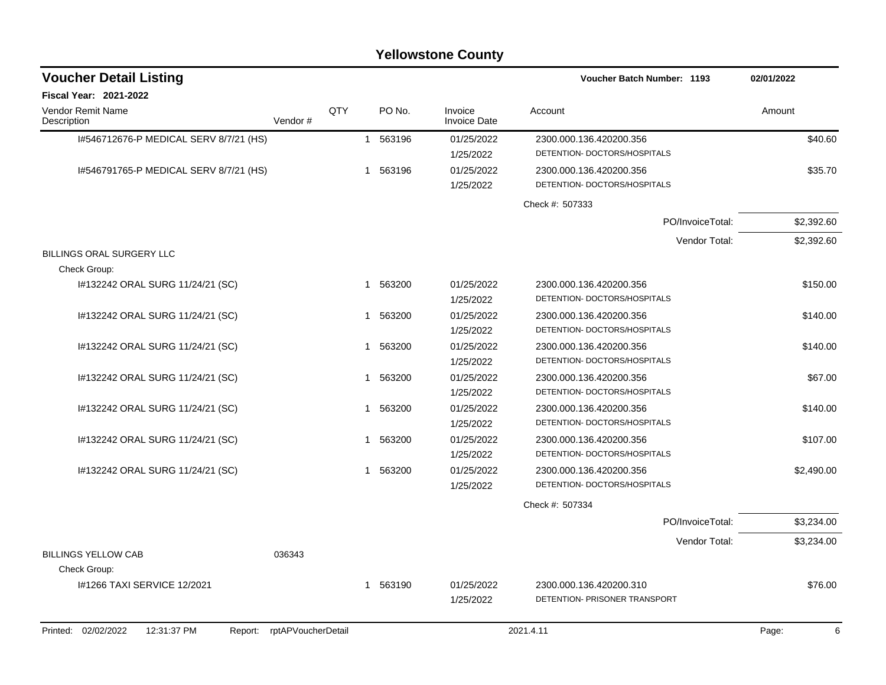# Yellowstone County

## Voucher Detail Listing

**Voucher Batch Number: 1193** 02/01/2022

**Fiscal Year: 2021-2022**

| Vendor Remit Name / Description | Vendor # | QTY | PO No. | Invoice / Invoice Date | Account | Amount |
|---|---|---|---|---|---|---|
| I#546712676-P MEDICAL SERV 8/7/21 (HS) | | 1 | 563196 | 01/25/2022<br>1/25/2022 | 2300.000.136.420200.356<br>DETENTION- DOCTORS/HOSPITALS | $40.60 |
| I#546791765-P MEDICAL SERV 8/7/21 (HS) | | 1 | 563196 | 01/25/2022<br>1/25/2022 | 2300.000.136.420200.356<br>DETENTION- DOCTORS/HOSPITALS | $35.70 |
| | | | | | Check #: 507333 | |
| | | | | | PO/InvoiceTotal: | $2,392.60 |
| | | | | | Vendor Total: | $2,392.60 |
| BILLINGS ORAL SURGERY LLC | | | | | | |
| Check Group: | | | | | | |
| I#132242 ORAL SURG 11/24/21 (SC) | | 1 | 563200 | 01/25/2022<br>1/25/2022 | 2300.000.136.420200.356<br>DETENTION- DOCTORS/HOSPITALS | $150.00 |
| I#132242 ORAL SURG 11/24/21 (SC) | | 1 | 563200 | 01/25/2022<br>1/25/2022 | 2300.000.136.420200.356<br>DETENTION- DOCTORS/HOSPITALS | $140.00 |
| I#132242 ORAL SURG 11/24/21 (SC) | | 1 | 563200 | 01/25/2022<br>1/25/2022 | 2300.000.136.420200.356<br>DETENTION- DOCTORS/HOSPITALS | $140.00 |
| I#132242 ORAL SURG 11/24/21 (SC) | | 1 | 563200 | 01/25/2022<br>1/25/2022 | 2300.000.136.420200.356<br>DETENTION- DOCTORS/HOSPITALS | $67.00 |
| I#132242 ORAL SURG 11/24/21 (SC) | | 1 | 563200 | 01/25/2022<br>1/25/2022 | 2300.000.136.420200.356<br>DETENTION- DOCTORS/HOSPITALS | $140.00 |
| I#132242 ORAL SURG 11/24/21 (SC) | | 1 | 563200 | 01/25/2022<br>1/25/2022 | 2300.000.136.420200.356<br>DETENTION- DOCTORS/HOSPITALS | $107.00 |
| I#132242 ORAL SURG 11/24/21 (SC) | | 1 | 563200 | 01/25/2022<br>1/25/2022 | 2300.000.136.420200.356<br>DETENTION- DOCTORS/HOSPITALS | $2,490.00 |
| | | | | | Check #: 507334 | |
| | | | | | PO/InvoiceTotal: | $3,234.00 |
| | | | | | Vendor Total: | $3,234.00 |
| BILLINGS YELLOW CAB | 036343 | | | | | |
| Check Group: | | | | | | |
| I#1266 TAXI SERVICE 12/2021 | | 1 | 563190 | 01/25/2022<br>1/25/2022 | 2300.000.136.420200.310<br>DETENTION- PRISONER TRANSPORT | $76.00 |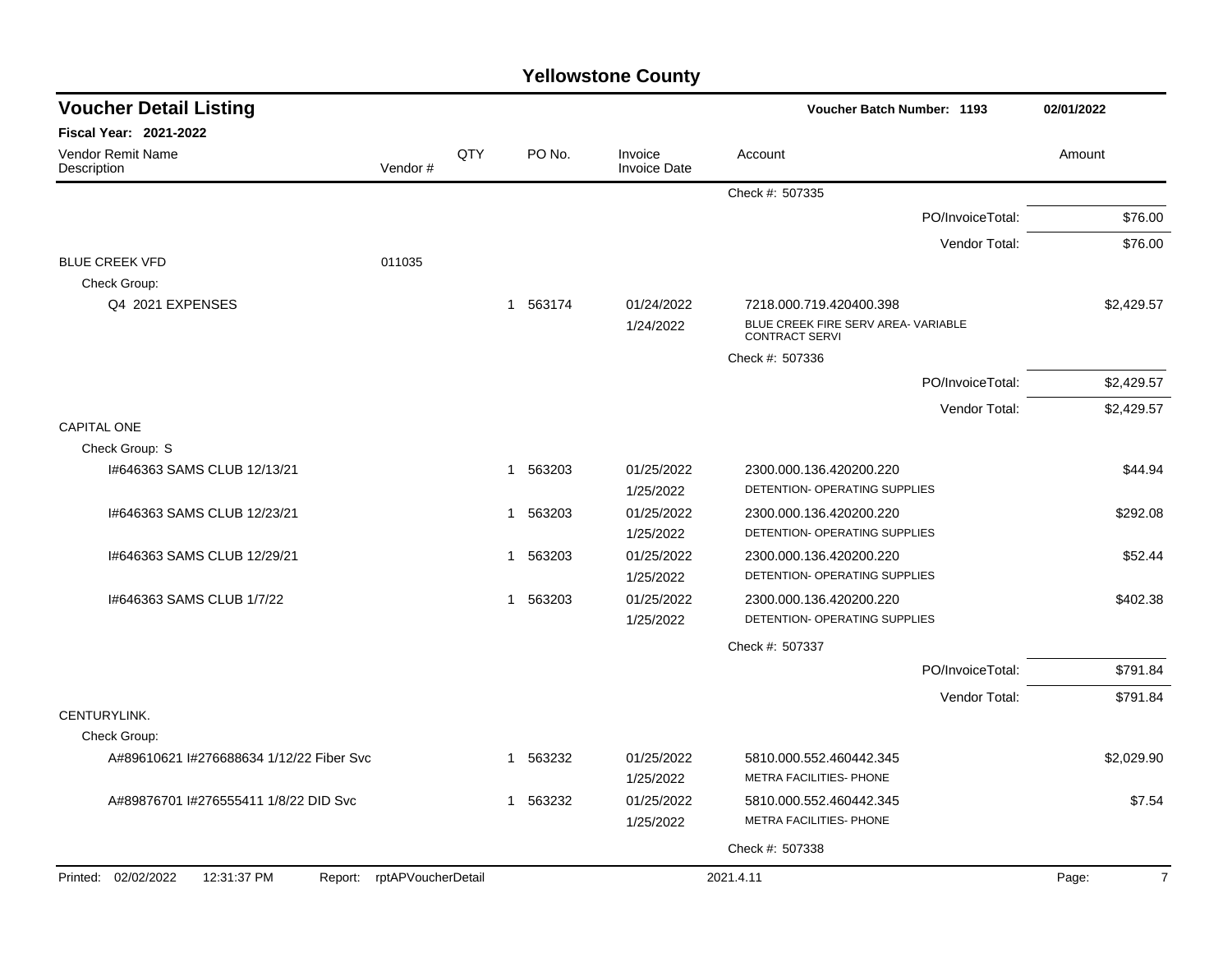# Yellowstone County

## Voucher Detail Listing

**Voucher Batch Number: 1193** — 02/01/2022

**Fiscal Year: 2021-2022**

| Vendor Remit Name / Description | Vendor # | QTY | PO No. | Invoice / Invoice Date | Account | Amount |
|---|---|---|---|---|---|---|
| | | | | | Check #: 507335 | |
| | | | | | PO/InvoiceTotal: | $76.00 |
| | | | | | Vendor Total: | $76.00 |
| BLUE CREEK VFD | 011035 | | | | | |
| Check Group: | | | | | | |
| Q4 2021 EXPENSES | | 1 | 563174 | 01/24/2022 / 1/24/2022 | 7218.000.719.420400.398 / BLUE CREEK FIRE SERV AREA- VARIABLE CONTRACT SERVI | $2,429.57 |
| | | | | | Check #: 507336 | |
| | | | | | PO/InvoiceTotal: | $2,429.57 |
| | | | | | Vendor Total: | $2,429.57 |
| CAPITAL ONE | | | | | | |
| Check Group: S | | | | | | |
| I#646363 SAMS CLUB 12/13/21 | | 1 | 563203 | 01/25/2022 / 1/25/2022 | 2300.000.136.420200.220 / DETENTION- OPERATING SUPPLIES | $44.94 |
| I#646363 SAMS CLUB 12/23/21 | | 1 | 563203 | 01/25/2022 / 1/25/2022 | 2300.000.136.420200.220 / DETENTION- OPERATING SUPPLIES | $292.08 |
| I#646363 SAMS CLUB 12/29/21 | | 1 | 563203 | 01/25/2022 / 1/25/2022 | 2300.000.136.420200.220 / DETENTION- OPERATING SUPPLIES | $52.44 |
| I#646363 SAMS CLUB 1/7/22 | | 1 | 563203 | 01/25/2022 / 1/25/2022 | 2300.000.136.420200.220 / DETENTION- OPERATING SUPPLIES | $402.38 |
| | | | | | Check #: 507337 | |
| | | | | | PO/InvoiceTotal: | $791.84 |
| | | | | | Vendor Total: | $791.84 |
| CENTURYLINK. | | | | | | |
| Check Group: | | | | | | |
| A#89610621 I#276688634 1/12/22 Fiber Svc | | 1 | 563232 | 01/25/2022 / 1/25/2022 | 5810.000.552.460442.345 / METRA FACILITIES- PHONE | $2,029.90 |
| A#89876701 I#276555411 1/8/22 DID Svc | | 1 | 563232 | 01/25/2022 / 1/25/2022 | 5810.000.552.460442.345 / METRA FACILITIES- PHONE | $7.54 |
| | | | | | Check #: 507338 | |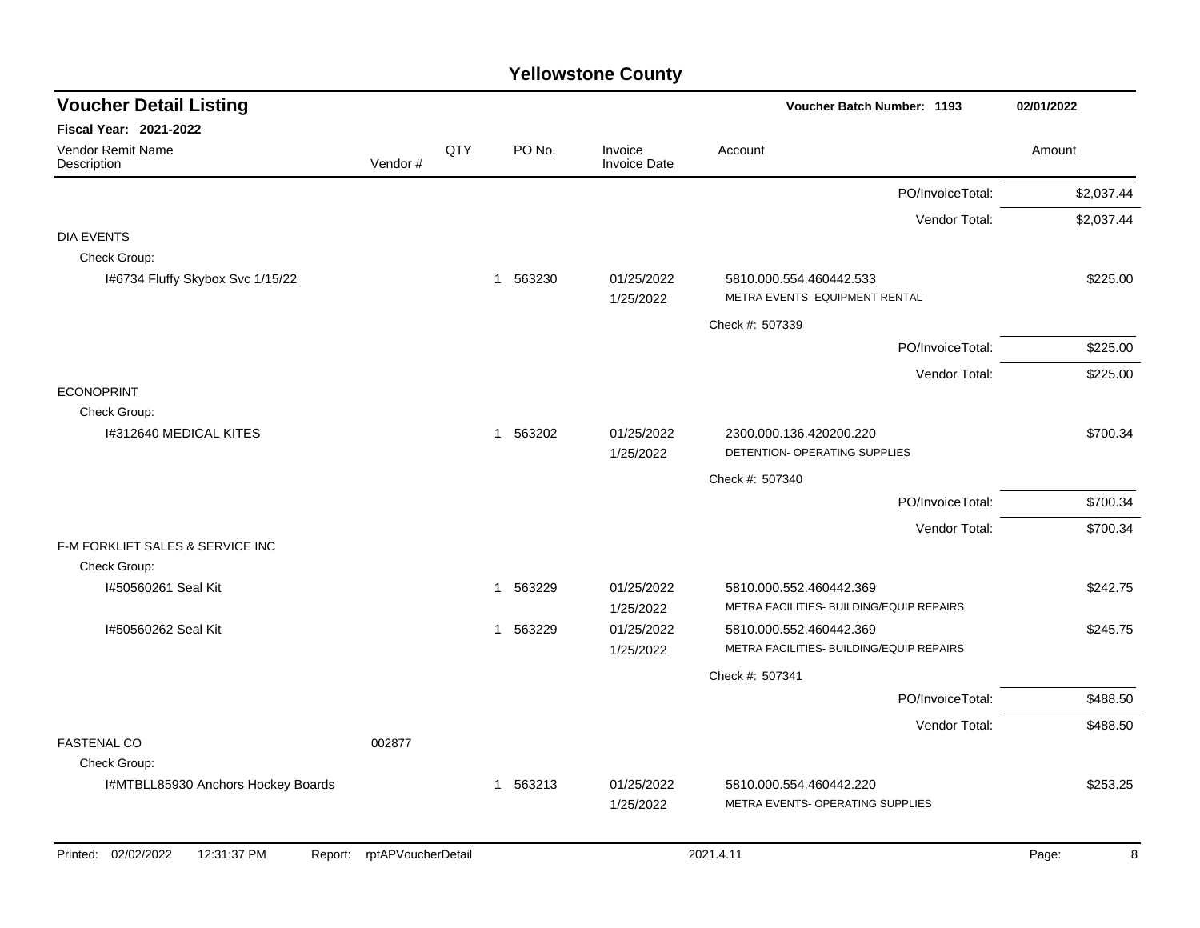# Yellowstone County

## Voucher Detail Listing

**Voucher Batch Number: 1193** | **02/01/2022**

**Fiscal Year: 2021-2022**

| Vendor Remit Name / Description | Vendor # | QTY | PO No. | Invoice / Invoice Date | Account | Amount |
|---|---|---|---|---|---|---|
| | | | | | PO/InvoiceTotal: | $2,037.44 |
| | | | | | Vendor Total: | $2,037.44 |
| DIA EVENTS | | | | | | |
| Check Group: | | | | | | |
| I#6734 Fluffy Skybox Svc 1/15/22 | | 1 | 563230 | 01/25/2022 1/25/2022 | 5810.000.554.460442.533 METRA EVENTS- EQUIPMENT RENTAL | $225.00 |
| | | | | | Check #: 507339 | |
| | | | | | PO/InvoiceTotal: | $225.00 |
| | | | | | Vendor Total: | $225.00 |
| ECONOPRINT | | | | | | |
| Check Group: | | | | | | |
| I#312640 MEDICAL KITES | | 1 | 563202 | 01/25/2022 1/25/2022 | 2300.000.136.420200.220 DETENTION- OPERATING SUPPLIES | $700.34 |
| | | | | | Check #: 507340 | |
| | | | | | PO/InvoiceTotal: | $700.34 |
| | | | | | Vendor Total: | $700.34 |
| F-M FORKLIFT SALES & SERVICE INC | | | | | | |
| Check Group: | | | | | | |
| I#50560261 Seal Kit | | 1 | 563229 | 01/25/2022 1/25/2022 | 5810.000.552.460442.369 METRA FACILITIES- BUILDING/EQUIP REPAIRS | $242.75 |
| I#50560262 Seal Kit | | 1 | 563229 | 01/25/2022 1/25/2022 | 5810.000.552.460442.369 METRA FACILITIES- BUILDING/EQUIP REPAIRS | $245.75 |
| | | | | | Check #: 507341 | |
| | | | | | PO/InvoiceTotal: | $488.50 |
| | | | | | Vendor Total: | $488.50 |
| FASTENAL CO | 002877 | | | | | |
| Check Group: | | | | | | |
| I#MTBLL85930 Anchors Hockey Boards | | 1 | 563213 | 01/25/2022 1/25/2022 | 5810.000.554.460442.220 METRA EVENTS- OPERATING SUPPLIES | $253.25 |

Printed: 02/02/2022 12:31:37 PM Report: rptAPVoucherDetail 2021.4.11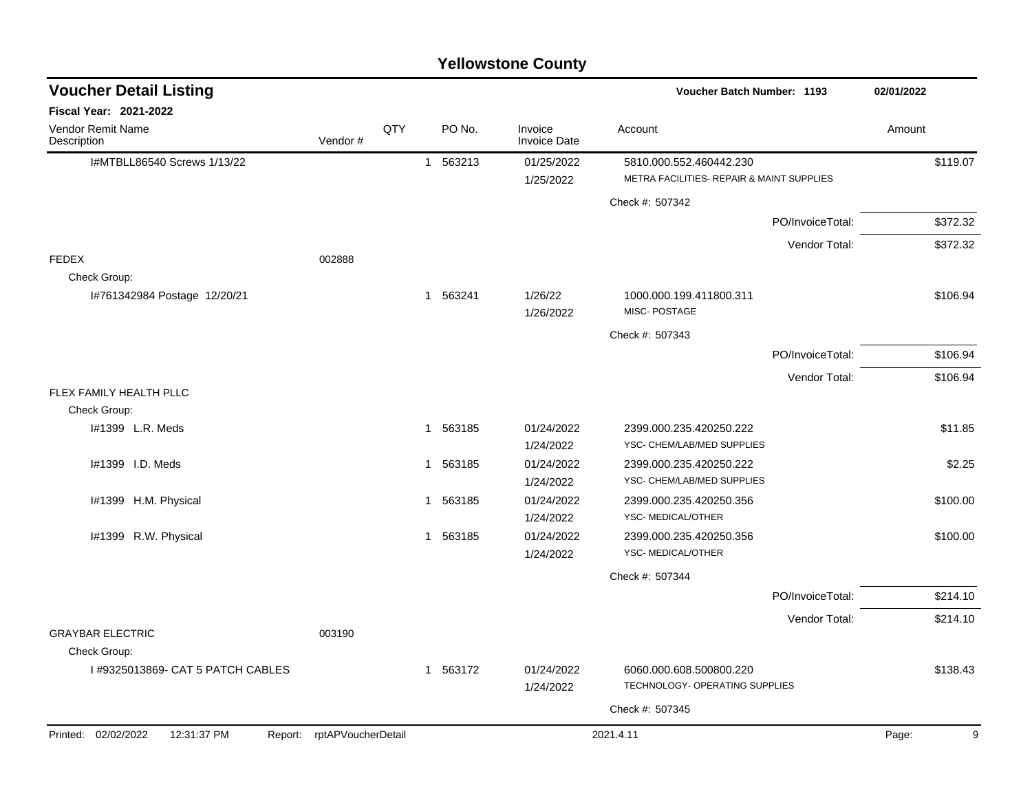# Yellowstone County

## Voucher Detail Listing

**Voucher Batch Number: 1193** 02/01/2022

**Fiscal Year: 2021-2022**

| Vendor Remit Name / Description | Vendor # | QTY | PO No. | Invoice / Invoice Date | Account | Amount |
|---|---|---|---|---|---|---|
| I#MTBLL86540 Screws 1/13/22 | | 1 | 563213 | 01/25/2022<br>1/25/2022 | 5810.000.552.460442.230<br>METRA FACILITIES- REPAIR & MAINT SUPPLIES | $119.07 |
| | | | | | Check #: 507342 | |
| | | | | | PO/InvoiceTotal: | $372.32 |
| | | | | | Vendor Total: | $372.32 |
| FEDEX | 002888 | | | | | |
| Check Group: | | | | | | |
| I#761342984 Postage 12/20/21 | | 1 | 563241 | 1/26/22<br>1/26/2022 | 1000.000.199.411800.311<br>MISC- POSTAGE | $106.94 |
| | | | | | Check #: 507343 | |
| | | | | | PO/InvoiceTotal: | $106.94 |
| | | | | | Vendor Total: | $106.94 |
| FLEX FAMILY HEALTH PLLC | | | | | | |
| Check Group: | | | | | | |
| I#1399 L.R. Meds | | 1 | 563185 | 01/24/2022<br>1/24/2022 | 2399.000.235.420250.222<br>YSC- CHEM/LAB/MED SUPPLIES | $11.85 |
| I#1399 I.D. Meds | | 1 | 563185 | 01/24/2022<br>1/24/2022 | 2399.000.235.420250.222<br>YSC- CHEM/LAB/MED SUPPLIES | $2.25 |
| I#1399 H.M. Physical | | 1 | 563185 | 01/24/2022<br>1/24/2022 | 2399.000.235.420250.356<br>YSC- MEDICAL/OTHER | $100.00 |
| I#1399 R.W. Physical | | 1 | 563185 | 01/24/2022<br>1/24/2022 | 2399.000.235.420250.356<br>YSC- MEDICAL/OTHER | $100.00 |
| | | | | | Check #: 507344 | |
| | | | | | PO/InvoiceTotal: | $214.10 |
| | | | | | Vendor Total: | $214.10 |
| GRAYBAR ELECTRIC | 003190 | | | | | |
| Check Group: | | | | | | |
| I #9325013869- CAT 5 PATCH CABLES | | 1 | 563172 | 01/24/2022<br>1/24/2022 | 6060.000.608.500800.220<br>TECHNOLOGY- OPERATING SUPPLIES | $138.43 |
| | | | | | Check #: 507345 | |

Printed: 02/02/2022 12:31:37 PM Report: rptAPVoucherDetail 2021.4.11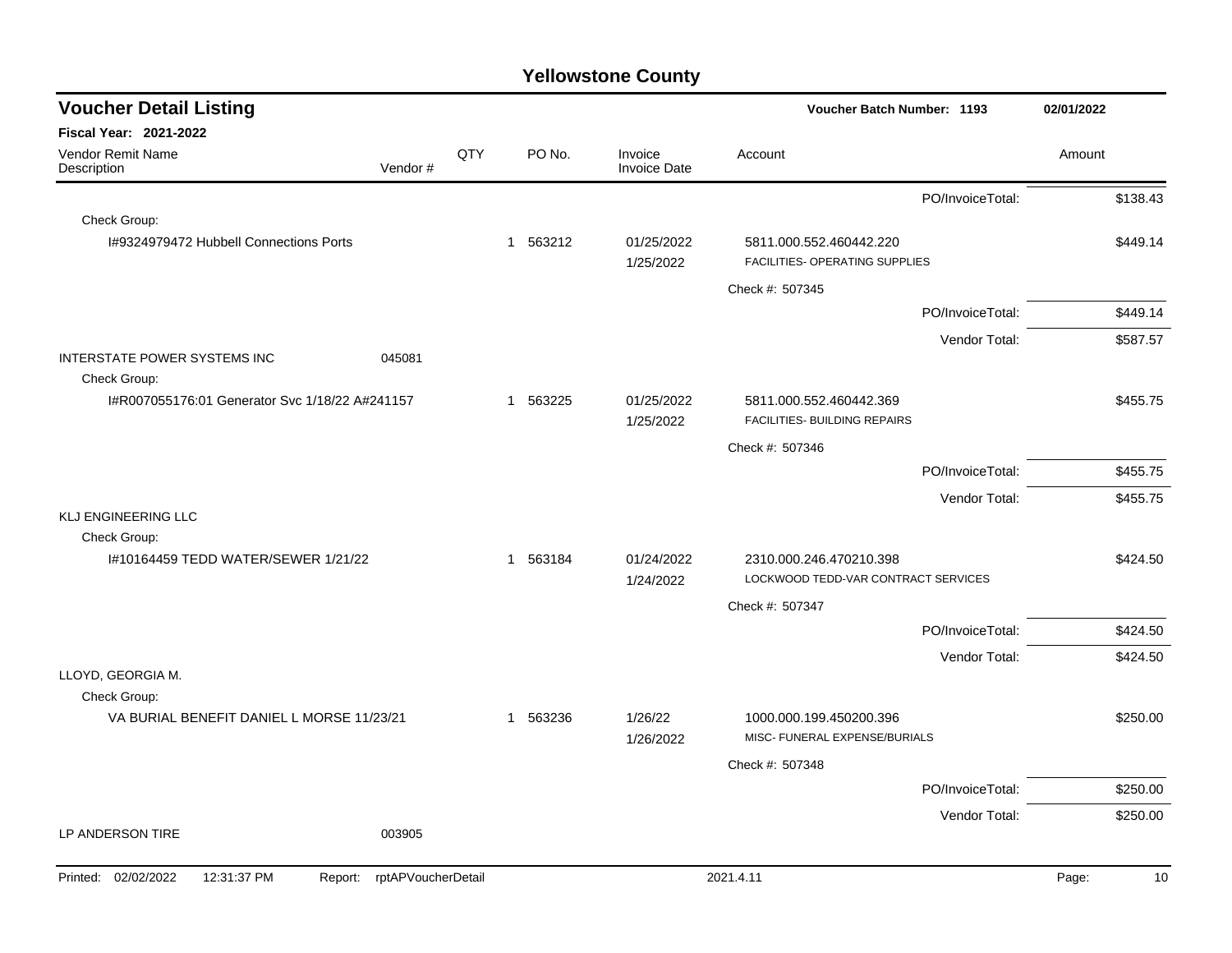# Yellowstone County

## Voucher Detail Listing

**Voucher Batch Number: 1193** — 02/01/2022

**Fiscal Year: 2021-2022**

| Vendor Remit Name / Description | Vendor # | QTY | PO No. | Invoice / Invoice Date | Account | Amount |
|---|---|---|---|---|---|---|
| | | | | | PO/InvoiceTotal: | $138.43 |
| Check Group: | | | | | | |
| I#9324979472 Hubbell Connections Ports | | 1 | 563212 | 01/25/2022 1/25/2022 | 5811.000.552.460442.220 FACILITIES- OPERATING SUPPLIES | $449.14 |
| | | | | | Check #: 507345 | |
| | | | | | PO/InvoiceTotal: | $449.14 |
| | | | | | Vendor Total: | $587.57 |
| INTERSTATE POWER SYSTEMS INC | 045081 | | | | | |
| Check Group: | | | | | | |
| I#R007055176:01 Generator Svc 1/18/22 A#241157 | | 1 | 563225 | 01/25/2022 1/25/2022 | 5811.000.552.460442.369 FACILITIES- BUILDING REPAIRS | $455.75 |
| | | | | | Check #: 507346 | |
| | | | | | PO/InvoiceTotal: | $455.75 |
| | | | | | Vendor Total: | $455.75 |
| KLJ ENGINEERING LLC | | | | | | |
| Check Group: | | | | | | |
| I#10164459 TEDD WATER/SEWER 1/21/22 | | 1 | 563184 | 01/24/2022 1/24/2022 | 2310.000.246.470210.398 LOCKWOOD TEDD-VAR CONTRACT SERVICES | $424.50 |
| | | | | | Check #: 507347 | |
| | | | | | PO/InvoiceTotal: | $424.50 |
| | | | | | Vendor Total: | $424.50 |
| LLOYD, GEORGIA M. | | | | | | |
| Check Group: | | | | | | |
| VA BURIAL BENEFIT DANIEL L MORSE 11/23/21 | | 1 | 563236 | 1/26/22 1/26/2022 | 1000.000.199.450200.396 MISC- FUNERAL EXPENSE/BURIALS | $250.00 |
| | | | | | Check #: 507348 | |
| | | | | | PO/InvoiceTotal: | $250.00 |
| | | | | | Vendor Total: | $250.00 |
| LP ANDERSON TIRE | 003905 | | | | | |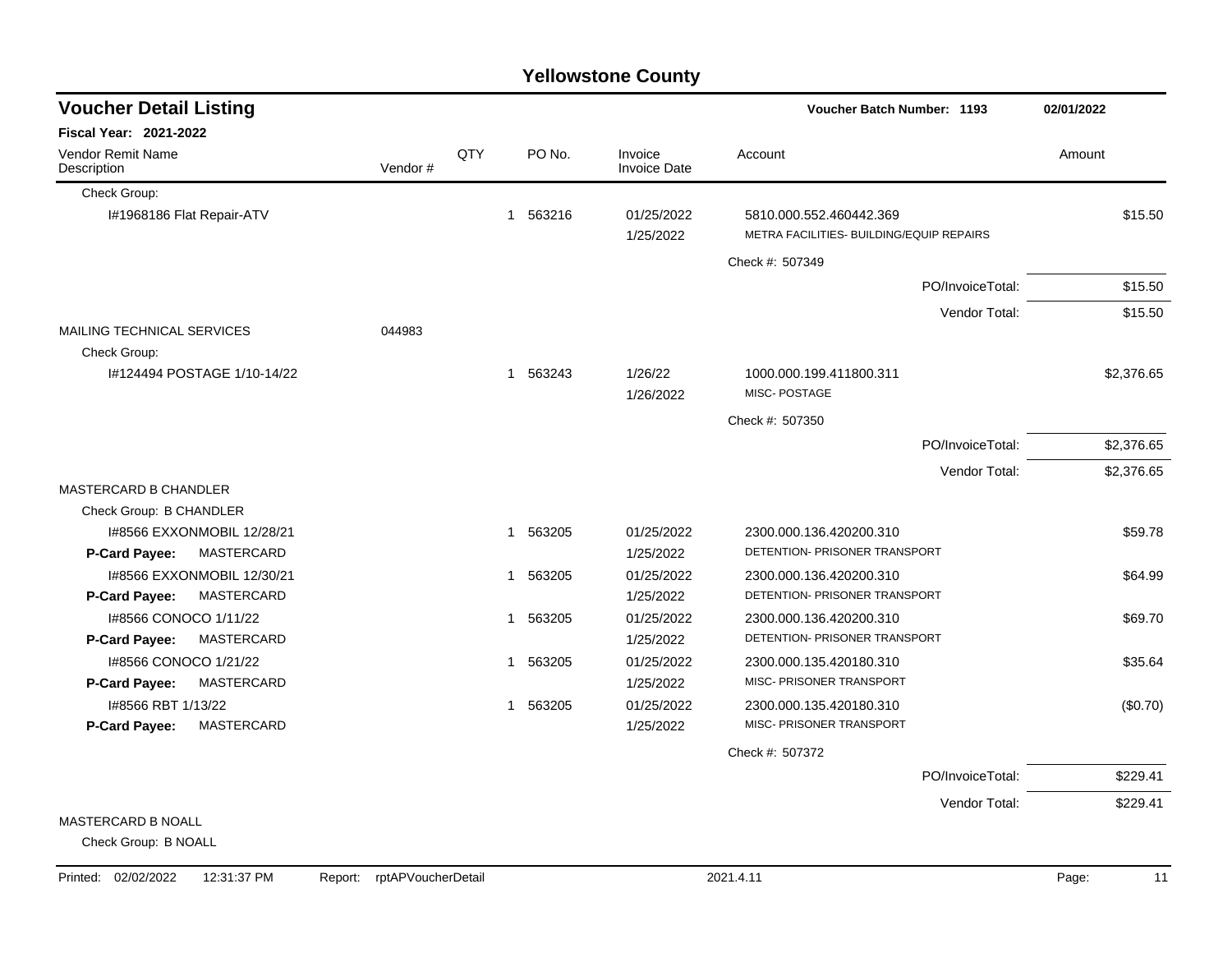# Yellowstone County

## Voucher Detail Listing

**Voucher Batch Number: 1193** — 02/01/2022

**Fiscal Year: 2021-2022**

| Vendor Remit Name / Description | Vendor # | QTY | PO No. | Invoice / Invoice Date | Account | Amount |
|---|---|---|---|---|---|---|
| Check Group: | | | | | | |
| I#1968186 Flat Repair-ATV | | 1 | 563216 | 01/25/2022 / 1/25/2022 | 5810.000.552.460442.369 METRA FACILITIES- BUILDING/EQUIP REPAIRS | $15.50 |
| | | | | | Check #: 507349 | |
| | | | | | PO/InvoiceTotal: | $15.50 |
| | | | | | Vendor Total: | $15.50 |
| MAILING TECHNICAL SERVICES | 044983 | | | | | |
| Check Group: | | | | | | |
| I#124494 POSTAGE 1/10-14/22 | | 1 | 563243 | 1/26/22 / 1/26/2022 | 1000.000.199.411800.311 MISC- POSTAGE | $2,376.65 |
| | | | | | Check #: 507350 | |
| | | | | | PO/InvoiceTotal: | $2,376.65 |
| | | | | | Vendor Total: | $2,376.65 |
| MASTERCARD B CHANDLER | | | | | | |
| Check Group: B CHANDLER | | | | | | |
| I#8566 EXXONMOBIL 12/28/21 **P-Card Payee:** MASTERCARD | | 1 | 563205 | 01/25/2022 / 1/25/2022 | 2300.000.136.420200.310 DETENTION- PRISONER TRANSPORT | $59.78 |
| I#8566 EXXONMOBIL 12/30/21 **P-Card Payee:** MASTERCARD | | 1 | 563205 | 01/25/2022 / 1/25/2022 | 2300.000.136.420200.310 DETENTION- PRISONER TRANSPORT | $64.99 |
| I#8566 CONOCO 1/11/22 **P-Card Payee:** MASTERCARD | | 1 | 563205 | 01/25/2022 / 1/25/2022 | 2300.000.136.420200.310 DETENTION- PRISONER TRANSPORT | $69.70 |
| I#8566 CONOCO 1/21/22 **P-Card Payee:** MASTERCARD | | 1 | 563205 | 01/25/2022 / 1/25/2022 | 2300.000.135.420180.310 MISC- PRISONER TRANSPORT | $35.64 |
| I#8566 RBT 1/13/22 **P-Card Payee:** MASTERCARD | | 1 | 563205 | 01/25/2022 / 1/25/2022 | 2300.000.135.420180.310 MISC- PRISONER TRANSPORT | ($0.70) |
| | | | | | Check #: 507372 | |
| | | | | | PO/InvoiceTotal: | $229.41 |
| | | | | | Vendor Total: | $229.41 |
| MASTERCARD B NOALL | | | | | | |
| Check Group: B NOALL | | | | | | |

Printed: 02/02/2022 12:31:37 PM Report: rptAPVoucherDetail 2021.4.11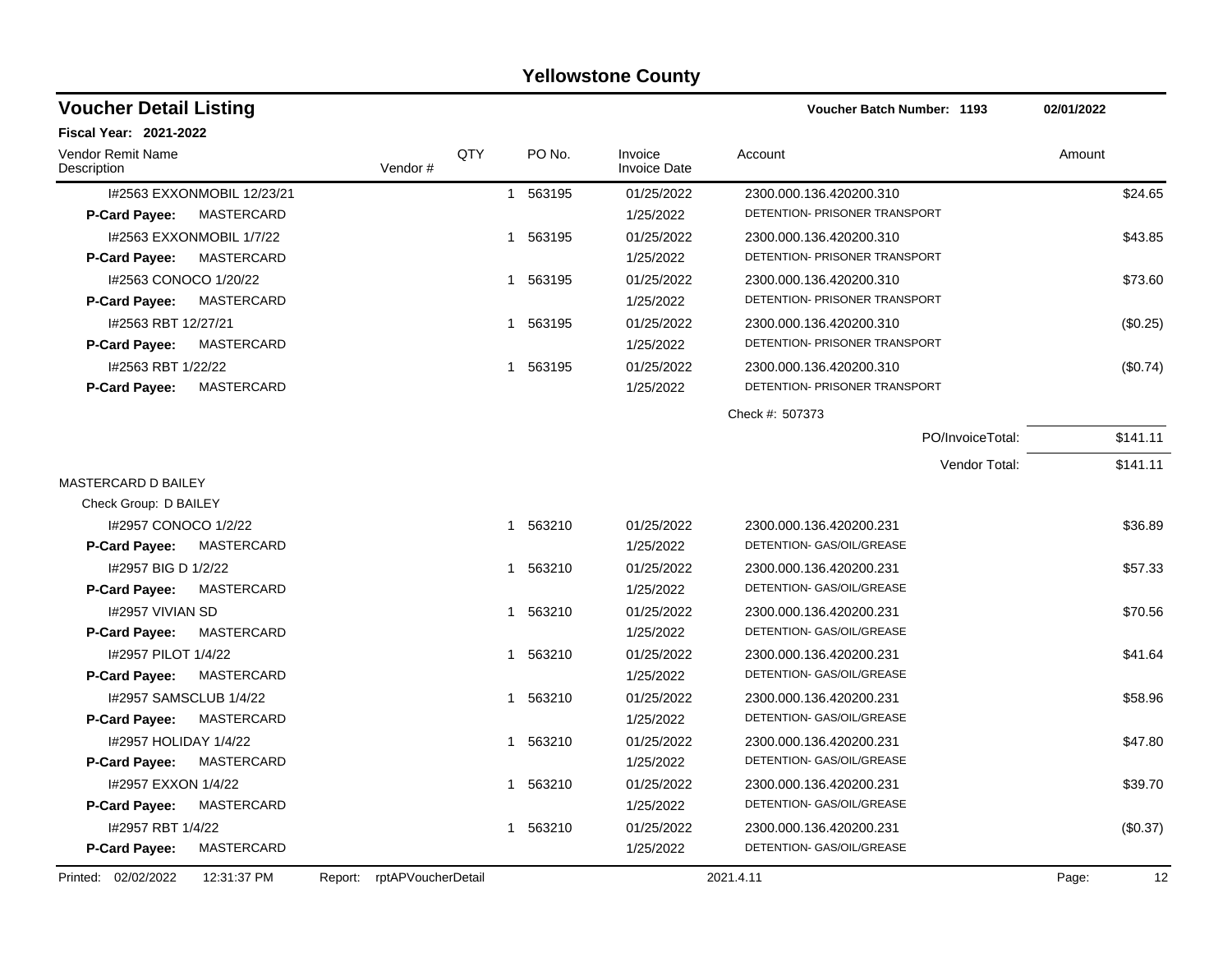# Yellowstone County

## Voucher Detail Listing

**Voucher Batch Number: 1193** 02/01/2022

**Fiscal Year: 2021-2022**

| Vendor Remit Name / Description | Vendor # | QTY | PO No. | Invoice / Invoice Date | Account | Amount |
|---|---|---|---|---|---|---|
| I#2563 EXXONMOBIL 12/23/21 | | 1 | 563195 | 01/25/2022 | 2300.000.136.420200.310 | $24.65 |
| **P-Card Payee:** MASTERCARD | | | | 1/25/2022 | DETENTION- PRISONER TRANSPORT | |
| I#2563 EXXONMOBIL 1/7/22 | | 1 | 563195 | 01/25/2022 | 2300.000.136.420200.310 | $43.85 |
| **P-Card Payee:** MASTERCARD | | | | 1/25/2022 | DETENTION- PRISONER TRANSPORT | |
| I#2563 CONOCO 1/20/22 | | 1 | 563195 | 01/25/2022 | 2300.000.136.420200.310 | $73.60 |
| **P-Card Payee:** MASTERCARD | | | | 1/25/2022 | DETENTION- PRISONER TRANSPORT | |
| I#2563 RBT 12/27/21 | | 1 | 563195 | 01/25/2022 | 2300.000.136.420200.310 | ($0.25) |
| **P-Card Payee:** MASTERCARD | | | | 1/25/2022 | DETENTION- PRISONER TRANSPORT | |
| I#2563 RBT 1/22/22 | | 1 | 563195 | 01/25/2022 | 2300.000.136.420200.310 | ($0.74) |
| **P-Card Payee:** MASTERCARD | | | | 1/25/2022 | DETENTION- PRISONER TRANSPORT | |
| | | | | | Check #: 507373 | |
| | | | | | PO/InvoiceTotal: | $141.11 |
| | | | | | Vendor Total: | $141.11 |
| MASTERCARD D BAILEY | | | | | | |
| Check Group: D BAILEY | | | | | | |
| I#2957 CONOCO 1/2/22 | | 1 | 563210 | 01/25/2022 | 2300.000.136.420200.231 | $36.89 |
| **P-Card Payee:** MASTERCARD | | | | 1/25/2022 | DETENTION- GAS/OIL/GREASE | |
| I#2957 BIG D 1/2/22 | | 1 | 563210 | 01/25/2022 | 2300.000.136.420200.231 | $57.33 |
| **P-Card Payee:** MASTERCARD | | | | 1/25/2022 | DETENTION- GAS/OIL/GREASE | |
| I#2957 VIVIAN SD | | 1 | 563210 | 01/25/2022 | 2300.000.136.420200.231 | $70.56 |
| **P-Card Payee:** MASTERCARD | | | | 1/25/2022 | DETENTION- GAS/OIL/GREASE | |
| I#2957 PILOT 1/4/22 | | 1 | 563210 | 01/25/2022 | 2300.000.136.420200.231 | $41.64 |
| **P-Card Payee:** MASTERCARD | | | | 1/25/2022 | DETENTION- GAS/OIL/GREASE | |
| I#2957 SAMSCLUB 1/4/22 | | 1 | 563210 | 01/25/2022 | 2300.000.136.420200.231 | $58.96 |
| **P-Card Payee:** MASTERCARD | | | | 1/25/2022 | DETENTION- GAS/OIL/GREASE | |
| I#2957 HOLIDAY 1/4/22 | | 1 | 563210 | 01/25/2022 | 2300.000.136.420200.231 | $47.80 |
| **P-Card Payee:** MASTERCARD | | | | 1/25/2022 | DETENTION- GAS/OIL/GREASE | |
| I#2957 EXXON 1/4/22 | | 1 | 563210 | 01/25/2022 | 2300.000.136.420200.231 | $39.70 |
| **P-Card Payee:** MASTERCARD | | | | 1/25/2022 | DETENTION- GAS/OIL/GREASE | |
| I#2957 RBT 1/4/22 | | 1 | 563210 | 01/25/2022 | 2300.000.136.420200.231 | ($0.37) |
| **P-Card Payee:** MASTERCARD | | | | 1/25/2022 | DETENTION- GAS/OIL/GREASE | |

Printed: 02/02/2022 12:31:37 PM Report: rptAPVoucherDetail 2021.4.11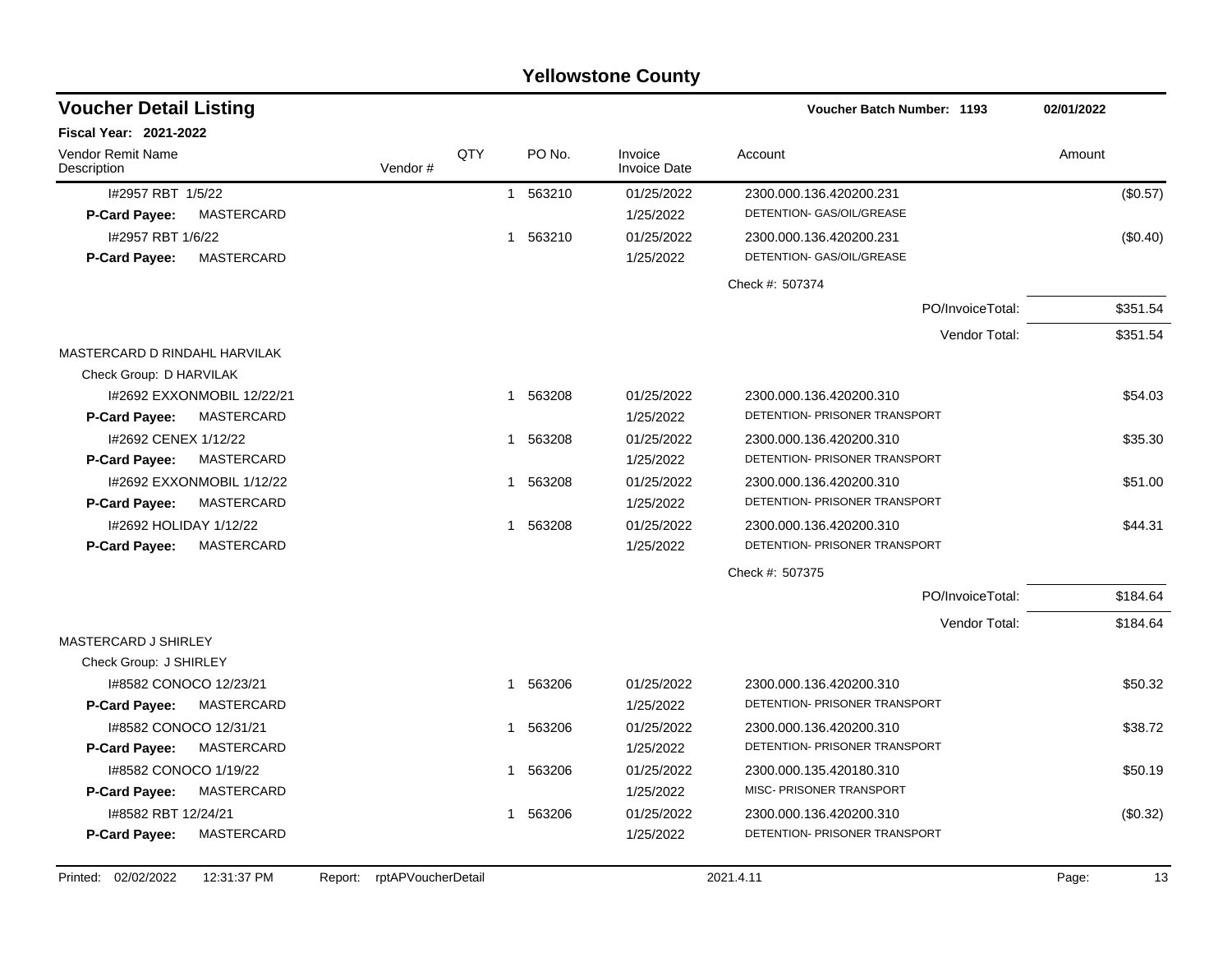# Yellowstone County

## Voucher Detail Listing

**Voucher Batch Number: 1193** | 02/01/2022

**Fiscal Year: 2021-2022**

| Vendor Remit Name / Description | Vendor # | QTY | PO No. | Invoice / Invoice Date | Account | Amount |
|---|---|---|---|---|---|---|
| I#2957 RBT 1/5/22 | | 1 | 563210 | 01/25/2022 | 2300.000.136.420200.231 | ($0.57) |
| **P-Card Payee:** MASTERCARD | | | | 1/25/2022 | DETENTION- GAS/OIL/GREASE | |
| I#2957 RBT 1/6/22 | | 1 | 563210 | 01/25/2022 | 2300.000.136.420200.231 | ($0.40) |
| **P-Card Payee:** MASTERCARD | | | | 1/25/2022 | DETENTION- GAS/OIL/GREASE | |
| | | | | | Check #: 507374 | |
| | | | | | PO/InvoiceTotal: | $351.54 |
| | | | | | Vendor Total: | $351.54 |
| MASTERCARD D RINDAHL HARVILAK | | | | | | |
| Check Group: D HARVILAK | | | | | | |
| I#2692 EXXONMOBIL 12/22/21 | | 1 | 563208 | 01/25/2022 | 2300.000.136.420200.310 | $54.03 |
| **P-Card Payee:** MASTERCARD | | | | 1/25/2022 | DETENTION- PRISONER TRANSPORT | |
| I#2692 CENEX 1/12/22 | | 1 | 563208 | 01/25/2022 | 2300.000.136.420200.310 | $35.30 |
| **P-Card Payee:** MASTERCARD | | | | 1/25/2022 | DETENTION- PRISONER TRANSPORT | |
| I#2692 EXXONMOBIL 1/12/22 | | 1 | 563208 | 01/25/2022 | 2300.000.136.420200.310 | $51.00 |
| **P-Card Payee:** MASTERCARD | | | | 1/25/2022 | DETENTION- PRISONER TRANSPORT | |
| I#2692 HOLIDAY 1/12/22 | | 1 | 563208 | 01/25/2022 | 2300.000.136.420200.310 | $44.31 |
| **P-Card Payee:** MASTERCARD | | | | 1/25/2022 | DETENTION- PRISONER TRANSPORT | |
| | | | | | Check #: 507375 | |
| | | | | | PO/InvoiceTotal: | $184.64 |
| | | | | | Vendor Total: | $184.64 |
| MASTERCARD J SHIRLEY | | | | | | |
| Check Group: J SHIRLEY | | | | | | |
| I#8582 CONOCO 12/23/21 | | 1 | 563206 | 01/25/2022 | 2300.000.136.420200.310 | $50.32 |
| **P-Card Payee:** MASTERCARD | | | | 1/25/2022 | DETENTION- PRISONER TRANSPORT | |
| I#8582 CONOCO 12/31/21 | | 1 | 563206 | 01/25/2022 | 2300.000.136.420200.310 | $38.72 |
| **P-Card Payee:** MASTERCARD | | | | 1/25/2022 | DETENTION- PRISONER TRANSPORT | |
| I#8582 CONOCO 1/19/22 | | 1 | 563206 | 01/25/2022 | 2300.000.135.420180.310 | $50.19 |
| **P-Card Payee:** MASTERCARD | | | | 1/25/2022 | MISC- PRISONER TRANSPORT | |
| I#8582 RBT 12/24/21 | | 1 | 563206 | 01/25/2022 | 2300.000.136.420200.310 | ($0.32) |
| **P-Card Payee:** MASTERCARD | | | | 1/25/2022 | DETENTION- PRISONER TRANSPORT | |

Printed: 02/02/2022 12:31:37 PM Report: rptAPVoucherDetail 2021.4.11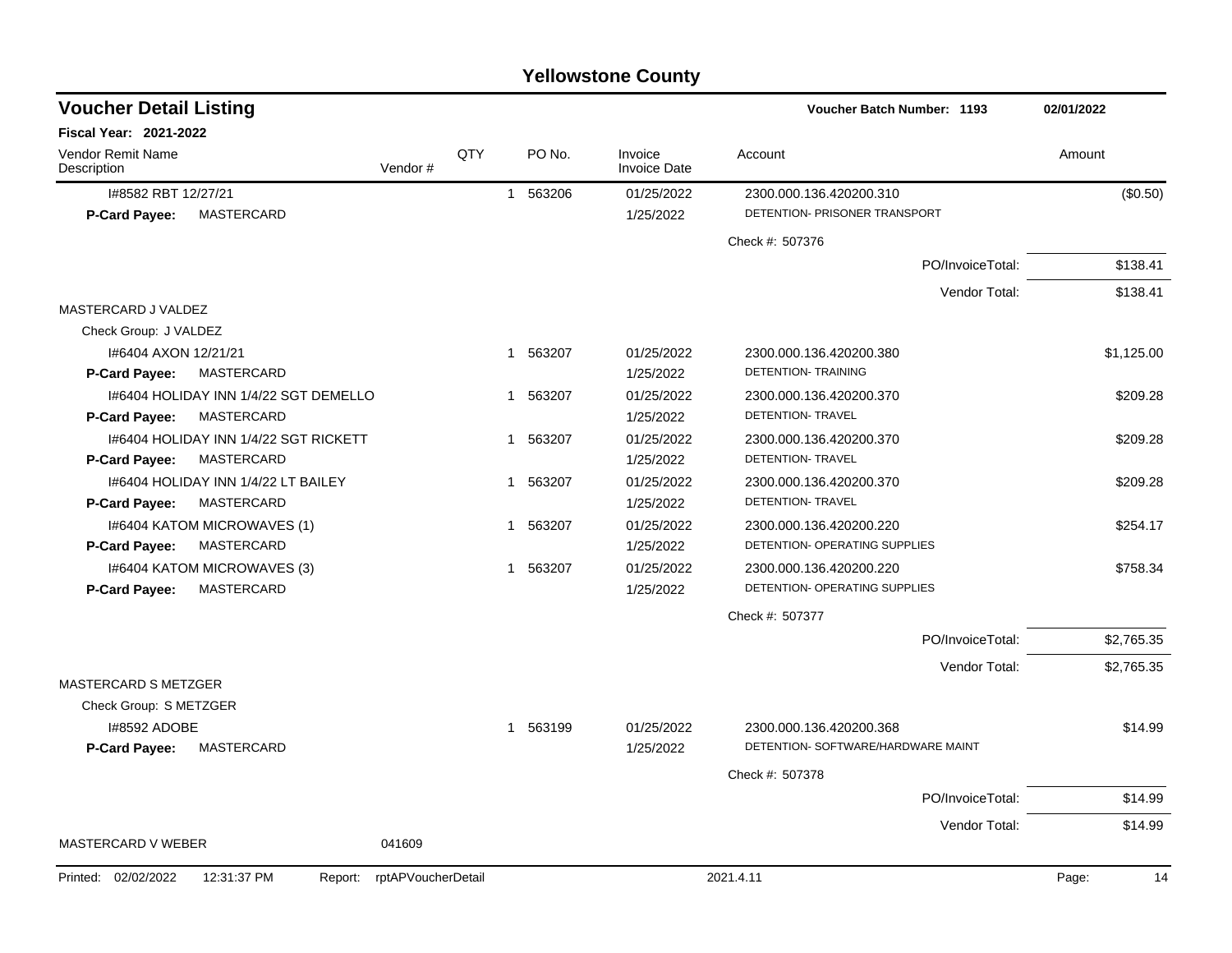# Yellowstone County

## Voucher Detail Listing

**Voucher Batch Number: 1193** — 02/01/2022

**Fiscal Year: 2021-2022**

| Vendor Remit Name / Description | Vendor # | QTY | PO No. | Invoice / Invoice Date | Account | Amount |
|---|---|---|---|---|---|---|
| I#8582 RBT 12/27/21 | | 1 | 563206 | 01/25/2022 | 2300.000.136.420200.310 | ($0.50) |
| **P-Card Payee:** MASTERCARD | | | | 1/25/2022 | DETENTION- PRISONER TRANSPORT | |
| | | | | | Check #: 507376 | |
| | | | | | PO/InvoiceTotal: | $138.41 |
| | | | | | Vendor Total: | $138.41 |
| MASTERCARD J VALDEZ | | | | | | |
| Check Group: J VALDEZ | | | | | | |
| I#6404 AXON 12/21/21 | | 1 | 563207 | 01/25/2022 | 2300.000.136.420200.380 | $1,125.00 |
| **P-Card Payee:** MASTERCARD | | | | 1/25/2022 | DETENTION- TRAINING | |
| I#6404 HOLIDAY INN 1/4/22 SGT DEMELLO | | 1 | 563207 | 01/25/2022 | 2300.000.136.420200.370 | $209.28 |
| **P-Card Payee:** MASTERCARD | | | | 1/25/2022 | DETENTION- TRAVEL | |
| I#6404 HOLIDAY INN 1/4/22 SGT RICKETT | | 1 | 563207 | 01/25/2022 | 2300.000.136.420200.370 | $209.28 |
| **P-Card Payee:** MASTERCARD | | | | 1/25/2022 | DETENTION- TRAVEL | |
| I#6404 HOLIDAY INN 1/4/22 LT BAILEY | | 1 | 563207 | 01/25/2022 | 2300.000.136.420200.370 | $209.28 |
| **P-Card Payee:** MASTERCARD | | | | 1/25/2022 | DETENTION- TRAVEL | |
| I#6404 KATOM MICROWAVES (1) | | 1 | 563207 | 01/25/2022 | 2300.000.136.420200.220 | $254.17 |
| **P-Card Payee:** MASTERCARD | | | | 1/25/2022 | DETENTION- OPERATING SUPPLIES | |
| I#6404 KATOM MICROWAVES (3) | | 1 | 563207 | 01/25/2022 | 2300.000.136.420200.220 | $758.34 |
| **P-Card Payee:** MASTERCARD | | | | 1/25/2022 | DETENTION- OPERATING SUPPLIES | |
| | | | | | Check #: 507377 | |
| | | | | | PO/InvoiceTotal: | $2,765.35 |
| | | | | | Vendor Total: | $2,765.35 |
| MASTERCARD S METZGER | | | | | | |
| Check Group: S METZGER | | | | | | |
| I#8592 ADOBE | | 1 | 563199 | 01/25/2022 | 2300.000.136.420200.368 | $14.99 |
| **P-Card Payee:** MASTERCARD | | | | 1/25/2022 | DETENTION- SOFTWARE/HARDWARE MAINT | |
| | | | | | Check #: 507378 | |
| | | | | | PO/InvoiceTotal: | $14.99 |
| | | | | | Vendor Total: | $14.99 |
| MASTERCARD V WEBER | 041609 | | | | | |

Printed: 02/02/2022 12:31:37 PM Report: rptAPVoucherDetail 2021.4.11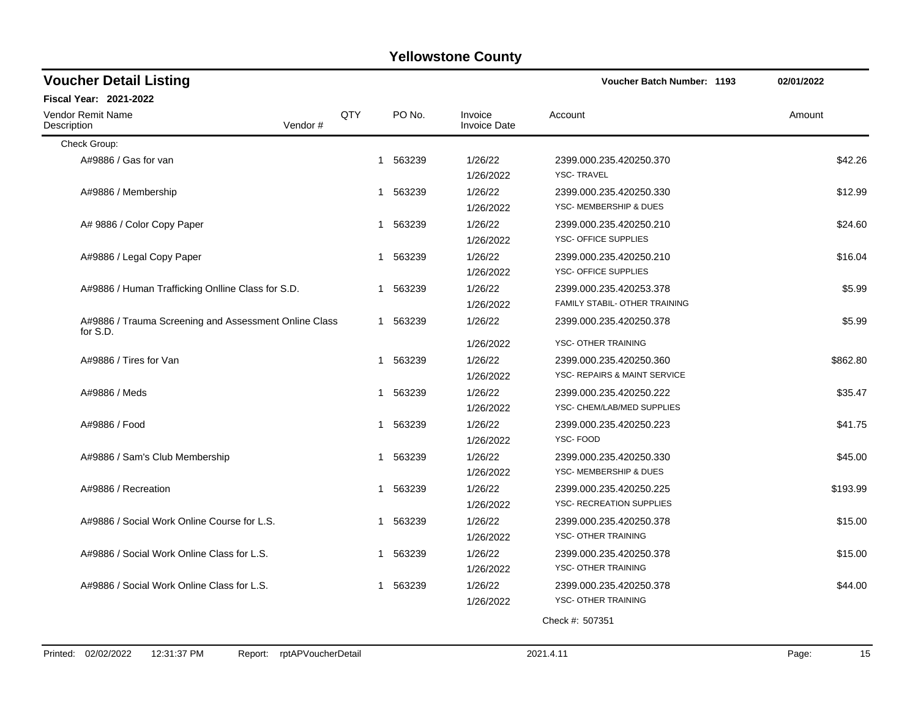# Yellowstone County

## Voucher Detail Listing

**Voucher Batch Number: 1193** 02/01/2022

**Fiscal Year: 2021-2022**

| Vendor Remit Name / Description | Vendor # | QTY | PO No. | Invoice / Invoice Date | Account | Amount |
|---|---|---|---|---|---|---|
| Check Group: | | | | | | |
| A#9886 / Gas for van | | 1 | 563239 | 1/26/22<br>1/26/2022 | 2399.000.235.420250.370<br>YSC- TRAVEL | $42.26 |
| A#9886 / Membership | | 1 | 563239 | 1/26/22<br>1/26/2022 | 2399.000.235.420250.330<br>YSC- MEMBERSHIP & DUES | $12.99 |
| A# 9886 / Color Copy Paper | | 1 | 563239 | 1/26/22<br>1/26/2022 | 2399.000.235.420250.210<br>YSC- OFFICE SUPPLIES | $24.60 |
| A#9886 / Legal Copy Paper | | 1 | 563239 | 1/26/22<br>1/26/2022 | 2399.000.235.420250.210<br>YSC- OFFICE SUPPLIES | $16.04 |
| A#9886 / Human Trafficking Onlline Class for S.D. | | 1 | 563239 | 1/26/22<br>1/26/2022 | 2399.000.235.420253.378<br>FAMILY STABIL- OTHER TRAINING | $5.99 |
| A#9886 / Trauma Screening and Assessment Online Class for S.D. | | 1 | 563239 | 1/26/22<br>1/26/2022 | 2399.000.235.420250.378<br>YSC- OTHER TRAINING | $5.99 |
| A#9886 / Tires for Van | | 1 | 563239 | 1/26/22<br>1/26/2022 | 2399.000.235.420250.360<br>YSC- REPAIRS & MAINT SERVICE | $862.80 |
| A#9886 / Meds | | 1 | 563239 | 1/26/22<br>1/26/2022 | 2399.000.235.420250.222<br>YSC- CHEM/LAB/MED SUPPLIES | $35.47 |
| A#9886 / Food | | 1 | 563239 | 1/26/22<br>1/26/2022 | 2399.000.235.420250.223<br>YSC- FOOD | $41.75 |
| A#9886 / Sam's Club Membership | | 1 | 563239 | 1/26/22<br>1/26/2022 | 2399.000.235.420250.330<br>YSC- MEMBERSHIP & DUES | $45.00 |
| A#9886 / Recreation | | 1 | 563239 | 1/26/22<br>1/26/2022 | 2399.000.235.420250.225<br>YSC- RECREATION SUPPLIES | $193.99 |
| A#9886 / Social Work Online Course for L.S. | | 1 | 563239 | 1/26/22<br>1/26/2022 | 2399.000.235.420250.378<br>YSC- OTHER TRAINING | $15.00 |
| A#9886 / Social Work Online Class for L.S. | | 1 | 563239 | 1/26/22<br>1/26/2022 | 2399.000.235.420250.378<br>YSC- OTHER TRAINING | $15.00 |
| A#9886 / Social Work Online Class for L.S. | | 1 | 563239 | 1/26/22<br>1/26/2022 | 2399.000.235.420250.378<br>YSC- OTHER TRAINING | $44.00 |
| | | | | | Check #: 507351 | |

Printed: 02/02/2022 12:31:37 PM Report: rptAPVoucherDetail 2021.4.11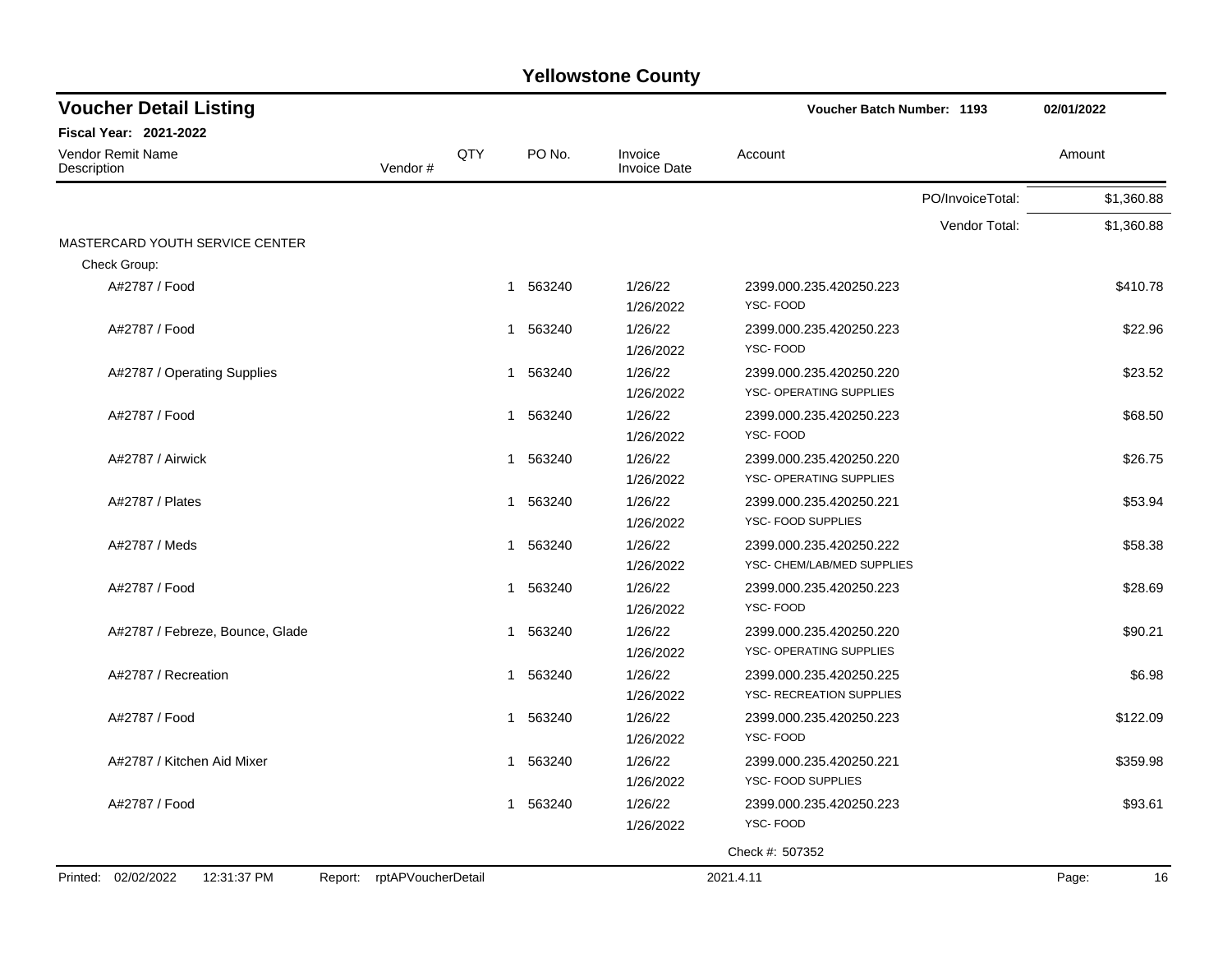# Yellowstone County

## Voucher Detail Listing

**Voucher Batch Number: 1193** — 02/01/2022

**Fiscal Year: 2021-2022**

| Vendor Remit Name / Description | Vendor # | QTY | PO No. | Invoice / Invoice Date | Account | Amount |
|---|---|---|---|---|---|---|
| | | | | | PO/InvoiceTotal: | $1,360.88 |
| | | | | | Vendor Total: | $1,360.88 |
| MASTERCARD YOUTH SERVICE CENTER | | | | | | |
| Check Group: | | | | | | |
| A#2787 / Food | | 1 | 563240 | 1/26/22 1/26/2022 | 2399.000.235.420250.223 YSC- FOOD | $410.78 |
| A#2787 / Food | | 1 | 563240 | 1/26/22 1/26/2022 | 2399.000.235.420250.223 YSC- FOOD | $22.96 |
| A#2787 / Operating Supplies | | 1 | 563240 | 1/26/22 1/26/2022 | 2399.000.235.420250.220 YSC- OPERATING SUPPLIES | $23.52 |
| A#2787 / Food | | 1 | 563240 | 1/26/22 1/26/2022 | 2399.000.235.420250.223 YSC- FOOD | $68.50 |
| A#2787 / Airwick | | 1 | 563240 | 1/26/22 1/26/2022 | 2399.000.235.420250.220 YSC- OPERATING SUPPLIES | $26.75 |
| A#2787 / Plates | | 1 | 563240 | 1/26/22 1/26/2022 | 2399.000.235.420250.221 YSC- FOOD SUPPLIES | $53.94 |
| A#2787 / Meds | | 1 | 563240 | 1/26/22 1/26/2022 | 2399.000.235.420250.222 YSC- CHEM/LAB/MED SUPPLIES | $58.38 |
| A#2787 / Food | | 1 | 563240 | 1/26/22 1/26/2022 | 2399.000.235.420250.223 YSC- FOOD | $28.69 |
| A#2787 / Febreze, Bounce, Glade | | 1 | 563240 | 1/26/22 1/26/2022 | 2399.000.235.420250.220 YSC- OPERATING SUPPLIES | $90.21 |
| A#2787 / Recreation | | 1 | 563240 | 1/26/22 1/26/2022 | 2399.000.235.420250.225 YSC- RECREATION SUPPLIES | $6.98 |
| A#2787 / Food | | 1 | 563240 | 1/26/22 1/26/2022 | 2399.000.235.420250.223 YSC- FOOD | $122.09 |
| A#2787 / Kitchen Aid Mixer | | 1 | 563240 | 1/26/22 1/26/2022 | 2399.000.235.420250.221 YSC- FOOD SUPPLIES | $359.98 |
| A#2787 / Food | | 1 | 563240 | 1/26/22 1/26/2022 | 2399.000.235.420250.223 YSC- FOOD | $93.61 |
| | | | | | Check #: 507352 | |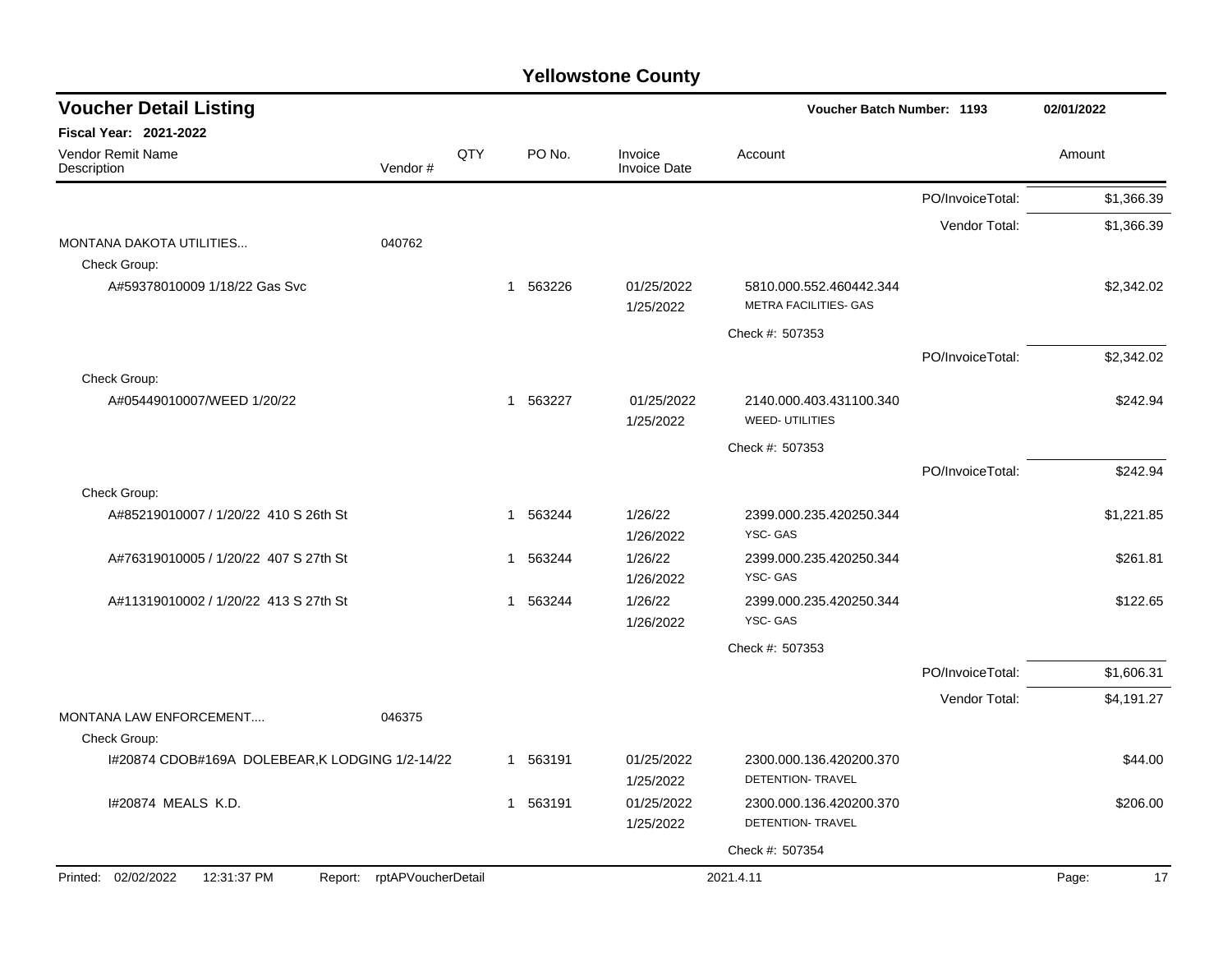# Yellowstone County

## Voucher Detail Listing

**Voucher Batch Number: 1193** | **02/01/2022**

**Fiscal Year: 2021-2022**

| Vendor Remit Name / Description | Vendor # | QTY | PO No. | Invoice / Invoice Date | Account | | Amount |
|---|---|---|---|---|---|---|---|
| | | | | | | PO/InvoiceTotal: | $1,366.39 |
| | | | | | | Vendor Total: | $1,366.39 |
| MONTANA DAKOTA UTILITIES... | 040762 | | | | | | |
| Check Group: | | | | | | | |
| A#59378010009 1/18/22 Gas Svc | | 1 | 563226 | 01/25/2022 1/25/2022 | 5810.000.552.460442.344 METRA FACILITIES- GAS | | $2,342.02 |
| | | | | | Check #: 507353 | | |
| | | | | | | PO/InvoiceTotal: | $2,342.02 |
| Check Group: | | | | | | | |
| A#05449010007/WEED 1/20/22 | | 1 | 563227 | 01/25/2022 1/25/2022 | 2140.000.403.431100.340 WEED- UTILITIES | | $242.94 |
| | | | | | Check #: 507353 | | |
| | | | | | | PO/InvoiceTotal: | $242.94 |
| Check Group: | | | | | | | |
| A#85219010007 / 1/20/22 410 S 26th St | | 1 | 563244 | 1/26/22 1/26/2022 | 2399.000.235.420250.344 YSC- GAS | | $1,221.85 |
| A#76319010005 / 1/20/22 407 S 27th St | | 1 | 563244 | 1/26/22 1/26/2022 | 2399.000.235.420250.344 YSC- GAS | | $261.81 |
| A#11319010002 / 1/20/22 413 S 27th St | | 1 | 563244 | 1/26/22 1/26/2022 | 2399.000.235.420250.344 YSC- GAS | | $122.65 |
| | | | | | Check #: 507353 | | |
| | | | | | | PO/InvoiceTotal: | $1,606.31 |
| | | | | | | Vendor Total: | $4,191.27 |
| MONTANA LAW ENFORCEMENT.... | 046375 | | | | | | |
| Check Group: | | | | | | | |
| I#20874 CDOB#169A DOLEBEAR,K LODGING 1/2-14/22 | | 1 | 563191 | 01/25/2022 1/25/2022 | 2300.000.136.420200.370 DETENTION- TRAVEL | | $44.00 |
| I#20874 MEALS K.D. | | 1 | 563191 | 01/25/2022 1/25/2022 | 2300.000.136.420200.370 DETENTION- TRAVEL | | $206.00 |
| | | | | | Check #: 507354 | | |

Printed: 02/02/2022 12:31:37 PM Report: rptAPVoucherDetail 2021.4.11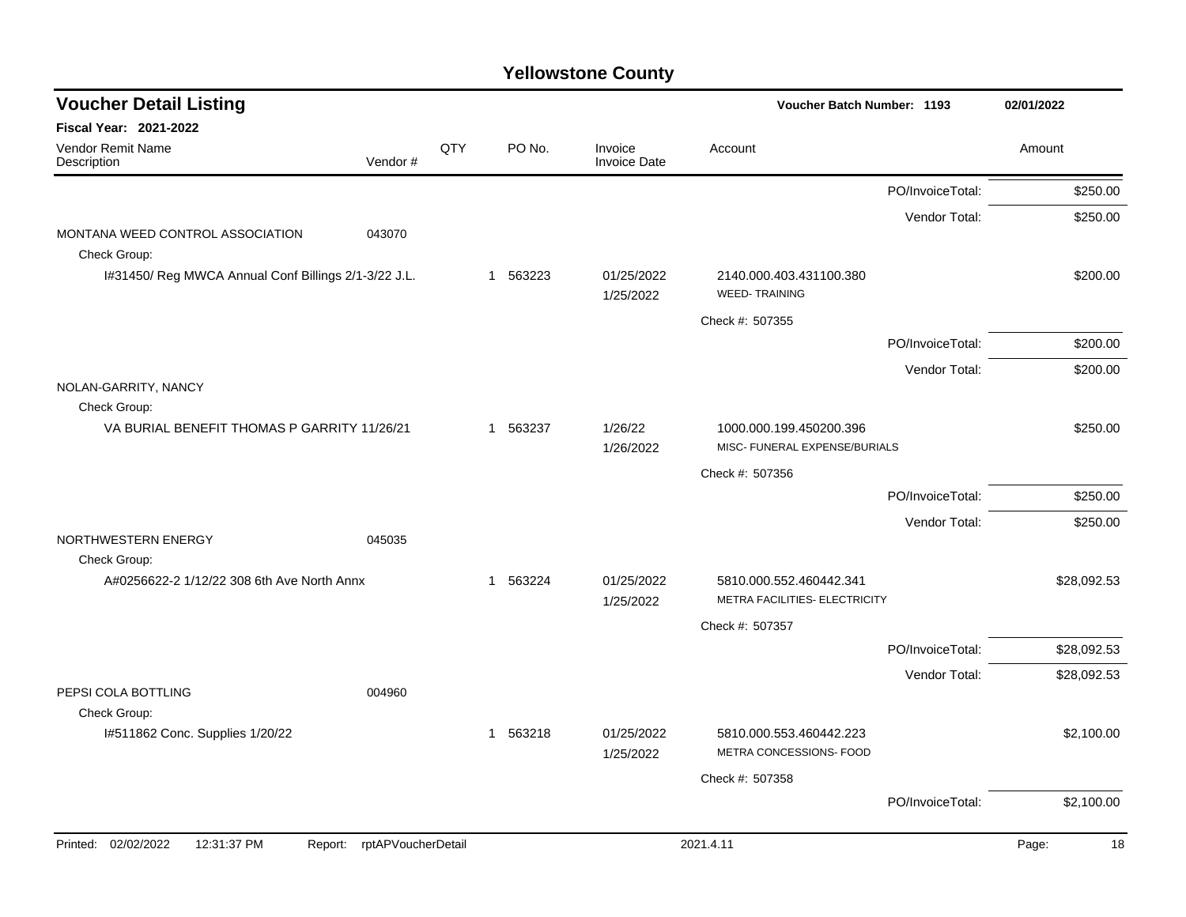# Yellowstone County

## Voucher Detail Listing

**Voucher Batch Number: 1193** — 02/01/2022

**Fiscal Year: 2021-2022**

| Vendor Remit Name / Description | Vendor # | QTY | PO No. | Invoice / Invoice Date | Account | Amount |
|---|---|---|---|---|---|---|
| | | | | | PO/InvoiceTotal: | $250.00 |
| | | | | | Vendor Total: | $250.00 |
| MONTANA WEED CONTROL ASSOCIATION | 043070 | | | | | |
| Check Group: | | | | | | |
| I#31450/ Reg MWCA Annual Conf Billings 2/1-3/22 J.L. | | 1 | 563223 | 01/25/2022 1/25/2022 | 2140.000.403.431100.380 WEED- TRAINING | $200.00 |
| | | | | | Check #: 507355 | |
| | | | | | PO/InvoiceTotal: | $200.00 |
| | | | | | Vendor Total: | $200.00 |
| NOLAN-GARRITY, NANCY | | | | | | |
| Check Group: | | | | | | |
| VA BURIAL BENEFIT THOMAS P GARRITY 11/26/21 | | 1 | 563237 | 1/26/22 1/26/2022 | 1000.000.199.450200.396 MISC- FUNERAL EXPENSE/BURIALS | $250.00 |
| | | | | | Check #: 507356 | |
| | | | | | PO/InvoiceTotal: | $250.00 |
| | | | | | Vendor Total: | $250.00 |
| NORTHWESTERN ENERGY | 045035 | | | | | |
| Check Group: | | | | | | |
| A#0256622-2 1/12/22 308 6th Ave North Annx | | 1 | 563224 | 01/25/2022 1/25/2022 | 5810.000.552.460442.341 METRA FACILITIES- ELECTRICITY | $28,092.53 |
| | | | | | Check #: 507357 | |
| | | | | | PO/InvoiceTotal: | $28,092.53 |
| | | | | | Vendor Total: | $28,092.53 |
| PEPSI COLA BOTTLING | 004960 | | | | | |
| Check Group: | | | | | | |
| I#511862 Conc. Supplies 1/20/22 | | 1 | 563218 | 01/25/2022 1/25/2022 | 5810.000.553.460442.223 METRA CONCESSIONS- FOOD | $2,100.00 |
| | | | | | Check #: 507358 | |
| | | | | | PO/InvoiceTotal: | $2,100.00 |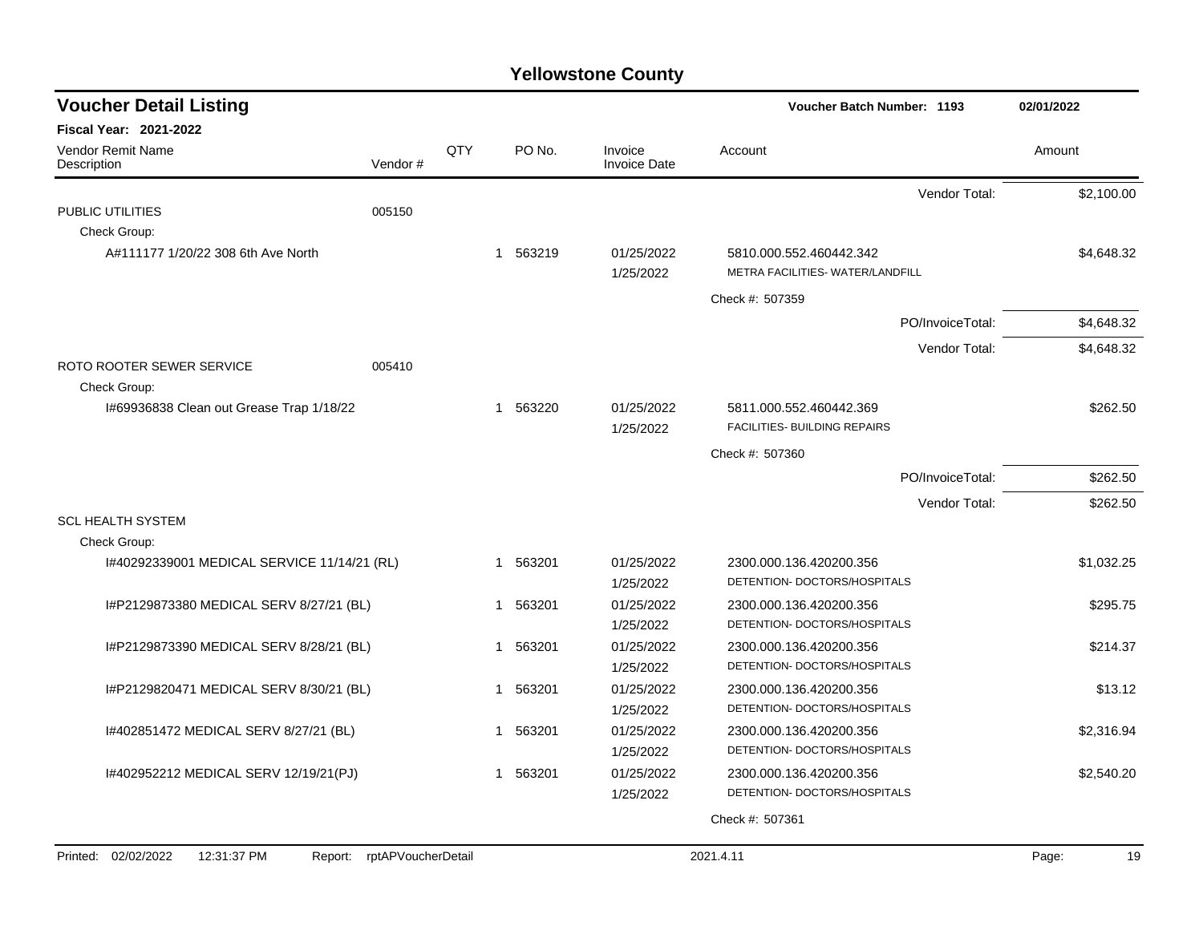# Yellowstone County

## Voucher Detail Listing

**Voucher Batch Number: 1193** — 02/01/2022

**Fiscal Year: 2021-2022**

| Vendor Remit Name / Description | Vendor # | QTY | PO No. | Invoice / Invoice Date | Account | Amount |
|---|---|---|---|---|---|---|
| | | | | | Vendor Total: | $2,100.00 |
| PUBLIC UTILITIES | 005150 | | | | | |
| Check Group: | | | | | | |
| A#111177 1/20/22 308 6th Ave North | | 1 | 563219 | 01/25/2022 1/25/2022 | 5810.000.552.460442.342 METRA FACILITIES- WATER/LANDFILL | $4,648.32 |
| | | | | | Check #: 507359 | |
| | | | | | PO/InvoiceTotal: | $4,648.32 |
| | | | | | Vendor Total: | $4,648.32 |
| ROTO ROOTER SEWER SERVICE | 005410 | | | | | |
| Check Group: | | | | | | |
| I#69936838 Clean out Grease Trap 1/18/22 | | 1 | 563220 | 01/25/2022 1/25/2022 | 5811.000.552.460442.369 FACILITIES- BUILDING REPAIRS | $262.50 |
| | | | | | Check #: 507360 | |
| | | | | | PO/InvoiceTotal: | $262.50 |
| | | | | | Vendor Total: | $262.50 |
| SCL HEALTH SYSTEM | | | | | | |
| Check Group: | | | | | | |
| I#40292339001 MEDICAL SERVICE 11/14/21 (RL) | | 1 | 563201 | 01/25/2022 1/25/2022 | 2300.000.136.420200.356 DETENTION- DOCTORS/HOSPITALS | $1,032.25 |
| I#P2129873380 MEDICAL SERV 8/27/21 (BL) | | 1 | 563201 | 01/25/2022 1/25/2022 | 2300.000.136.420200.356 DETENTION- DOCTORS/HOSPITALS | $295.75 |
| I#P2129873390 MEDICAL SERV 8/28/21 (BL) | | 1 | 563201 | 01/25/2022 1/25/2022 | 2300.000.136.420200.356 DETENTION- DOCTORS/HOSPITALS | $214.37 |
| I#P2129820471 MEDICAL SERV 8/30/21 (BL) | | 1 | 563201 | 01/25/2022 1/25/2022 | 2300.000.136.420200.356 DETENTION- DOCTORS/HOSPITALS | $13.12 |
| I#402851472 MEDICAL SERV 8/27/21 (BL) | | 1 | 563201 | 01/25/2022 1/25/2022 | 2300.000.136.420200.356 DETENTION- DOCTORS/HOSPITALS | $2,316.94 |
| I#402952212 MEDICAL SERV 12/19/21(PJ) | | 1 | 563201 | 01/25/2022 1/25/2022 | 2300.000.136.420200.356 DETENTION- DOCTORS/HOSPITALS | $2,540.20 |
| | | | | | Check #: 507361 | |

Printed: 02/02/2022 12:31:37 PM Report: rptAPVoucherDetail 2021.4.11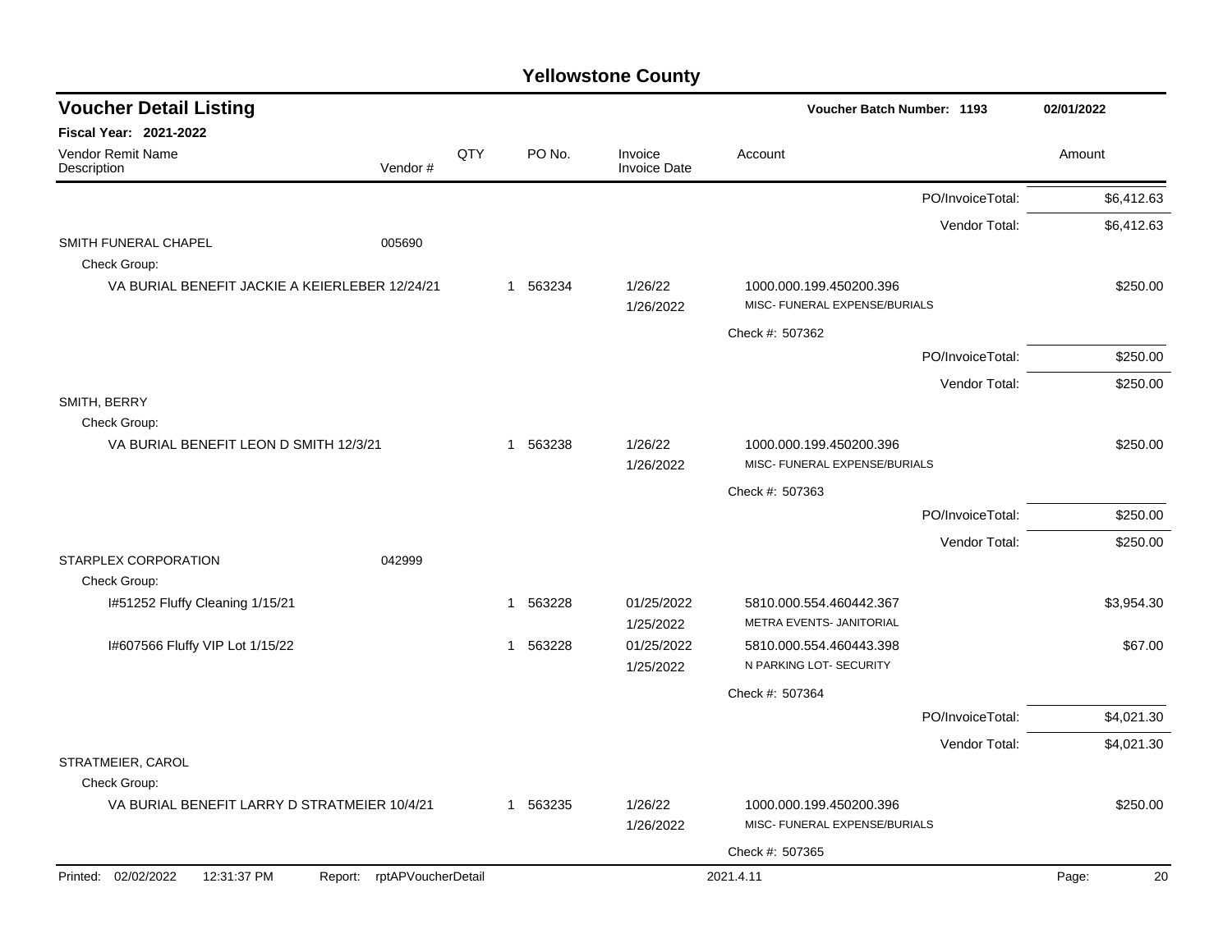# Yellowstone County

## Voucher Detail Listing

**Voucher Batch Number: 1193** 02/01/2022

**Fiscal Year: 2021-2022**

| Vendor Remit Name / Description | Vendor # | QTY | PO No. | Invoice / Invoice Date | Account | Amount |
|---|---|---|---|---|---|---|
| | | | | | PO/InvoiceTotal: | $6,412.63 |
| | | | | | Vendor Total: | $6,412.63 |
| SMITH FUNERAL CHAPEL | 005690 | | | | | |
| Check Group: | | | | | | |
| VA BURIAL BENEFIT JACKIE A KEIERLEBER 12/24/21 | | 1 | 563234 | 1/26/22<br>1/26/2022 | 1000.000.199.450200.396<br>MISC- FUNERAL EXPENSE/BURIALS | $250.00 |
| | | | | | Check #: 507362 | |
| | | | | | PO/InvoiceTotal: | $250.00 |
| | | | | | Vendor Total: | $250.00 |
| SMITH, BERRY | | | | | | |
| Check Group: | | | | | | |
| VA BURIAL BENEFIT LEON D SMITH 12/3/21 | | 1 | 563238 | 1/26/22<br>1/26/2022 | 1000.000.199.450200.396<br>MISC- FUNERAL EXPENSE/BURIALS | $250.00 |
| | | | | | Check #: 507363 | |
| | | | | | PO/InvoiceTotal: | $250.00 |
| | | | | | Vendor Total: | $250.00 |
| STARPLEX CORPORATION | 042999 | | | | | |
| Check Group: | | | | | | |
| I#51252 Fluffy Cleaning 1/15/21 | | 1 | 563228 | 01/25/2022<br>1/25/2022 | 5810.000.554.460442.367<br>METRA EVENTS- JANITORIAL | $3,954.30 |
| I#607566 Fluffy VIP Lot 1/15/22 | | 1 | 563228 | 01/25/2022<br>1/25/2022 | 5810.000.554.460443.398<br>N PARKING LOT- SECURITY | $67.00 |
| | | | | | Check #: 507364 | |
| | | | | | PO/InvoiceTotal: | $4,021.30 |
| | | | | | Vendor Total: | $4,021.30 |
| STRATMEIER, CAROL | | | | | | |
| Check Group: | | | | | | |
| VA BURIAL BENEFIT LARRY D STRATMEIER 10/4/21 | | 1 | 563235 | 1/26/22<br>1/26/2022 | 1000.000.199.450200.396<br>MISC- FUNERAL EXPENSE/BURIALS | $250.00 |
| | | | | | Check #: 507365 | |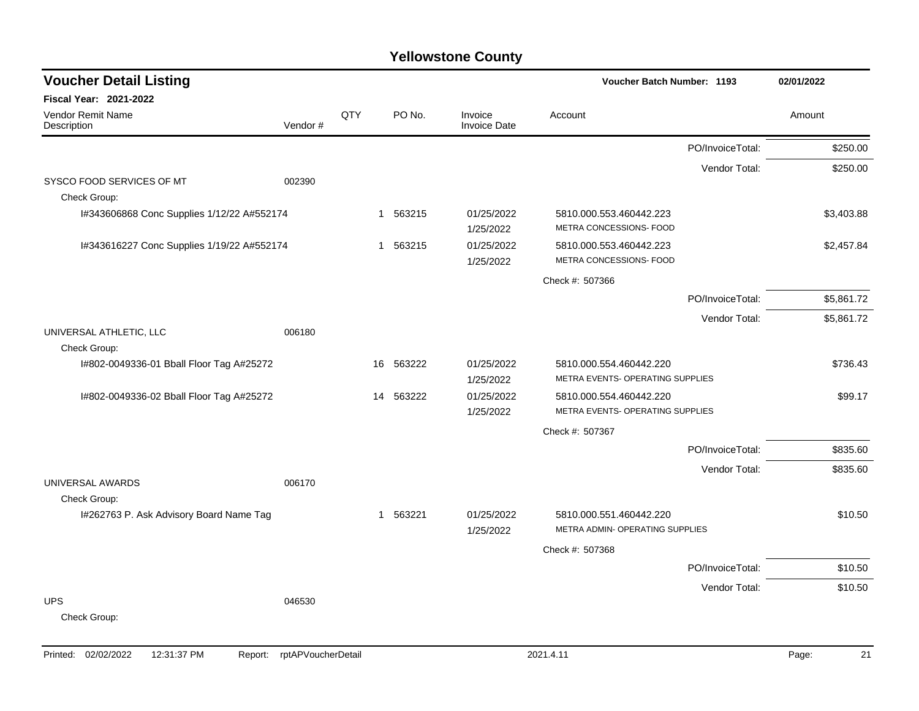# Yellowstone County

## Voucher Detail Listing

**Voucher Batch Number: 1193** 02/01/2022

**Fiscal Year: 2021-2022**

| Vendor Remit Name / Description | Vendor # | QTY | PO No. | Invoice / Invoice Date | Account | Amount |
|---|---|---|---|---|---|---|
| | | | | | PO/InvoiceTotal: | $250.00 |
| | | | | | Vendor Total: | $250.00 |
| SYSCO FOOD SERVICES OF MT | 002390 | | | | | |
| Check Group: | | | | | | |
| I#343606868 Conc Supplies 1/12/22 A#552174 | | 1 | 563215 | 01/25/2022 1/25/2022 | 5810.000.553.460442.223 METRA CONCESSIONS- FOOD | $3,403.88 |
| I#343616227 Conc Supplies 1/19/22 A#552174 | | 1 | 563215 | 01/25/2022 1/25/2022 | 5810.000.553.460442.223 METRA CONCESSIONS- FOOD | $2,457.84 |
| | | | | | Check #: 507366 | |
| | | | | | PO/InvoiceTotal: | $5,861.72 |
| | | | | | Vendor Total: | $5,861.72 |
| UNIVERSAL ATHLETIC, LLC | 006180 | | | | | |
| Check Group: | | | | | | |
| I#802-0049336-01 Bball Floor Tag A#25272 | | 16 | 563222 | 01/25/2022 1/25/2022 | 5810.000.554.460442.220 METRA EVENTS- OPERATING SUPPLIES | $736.43 |
| I#802-0049336-02 Bball Floor Tag A#25272 | | 14 | 563222 | 01/25/2022 1/25/2022 | 5810.000.554.460442.220 METRA EVENTS- OPERATING SUPPLIES | $99.17 |
| | | | | | Check #: 507367 | |
| | | | | | PO/InvoiceTotal: | $835.60 |
| | | | | | Vendor Total: | $835.60 |
| UNIVERSAL AWARDS | 006170 | | | | | |
| Check Group: | | | | | | |
| I#262763 P. Ask Advisory Board Name Tag | | 1 | 563221 | 01/25/2022 1/25/2022 | 5810.000.551.460442.220 METRA ADMIN- OPERATING SUPPLIES | $10.50 |
| | | | | | Check #: 507368 | |
| | | | | | PO/InvoiceTotal: | $10.50 |
| | | | | | Vendor Total: | $10.50 |
| UPS | 046530 | | | | | |
| Check Group: | | | | | | |

Printed: 02/02/2022 12:31:37 PM Report: rptAPVoucherDetail 2021.4.11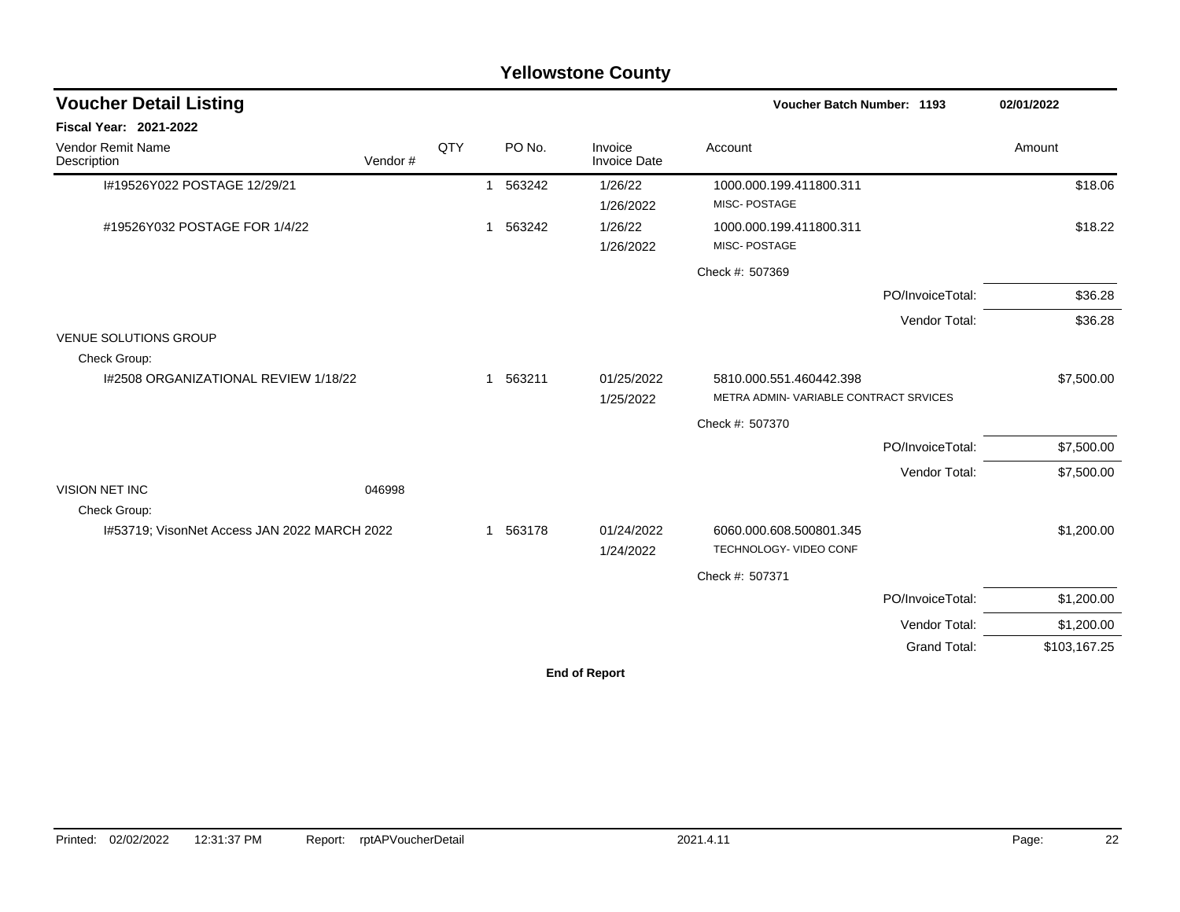# Yellowstone County

## Voucher Detail Listing

**Voucher Batch Number: 1193** | **02/01/2022**

**Fiscal Year: 2021-2022**

| Vendor Remit Name / Description | Vendor # | QTY | PO No. | Invoice / Invoice Date | Account | Amount |
|---|---|---|---|---|---|---|
| I#19526Y022 POSTAGE 12/29/21 | | 1 | 563242 | 1/26/22<br>1/26/2022 | 1000.000.199.411800.311<br>MISC- POSTAGE | $18.06 |
| #19526Y032 POSTAGE FOR 1/4/22 | | 1 | 563242 | 1/26/22<br>1/26/2022 | 1000.000.199.411800.311<br>MISC- POSTAGE | $18.22 |
| | | | | | Check #: 507369 | |
| | | | | | PO/InvoiceTotal: | $36.28 |
| | | | | | Vendor Total: | $36.28 |
| VENUE SOLUTIONS GROUP | | | | | | |
| Check Group: | | | | | | |
| I#2508 ORGANIZATIONAL REVIEW 1/18/22 | | 1 | 563211 | 01/25/2022<br>1/25/2022 | 5810.000.551.460442.398<br>METRA ADMIN- VARIABLE CONTRACT SRVICES | $7,500.00 |
| | | | | | Check #: 507370 | |
| | | | | | PO/InvoiceTotal: | $7,500.00 |
| | | | | | Vendor Total: | $7,500.00 |
| VISION NET INC | 046998 | | | | | |
| Check Group: | | | | | | |
| I#53719; VisonNet Access JAN 2022 MARCH 2022 | | 1 | 563178 | 01/24/2022<br>1/24/2022 | 6060.000.608.500801.345<br>TECHNOLOGY- VIDEO CONF | $1,200.00 |
| | | | | | Check #: 507371 | |
| | | | | | PO/InvoiceTotal: | $1,200.00 |
| | | | | | Vendor Total: | $1,200.00 |
| | | | | | Grand Total: | $103,167.25 |

**End of Report**

Printed: 02/02/2022 12:31:37 PM Report: rptAPVoucherDetail 2021.4.11